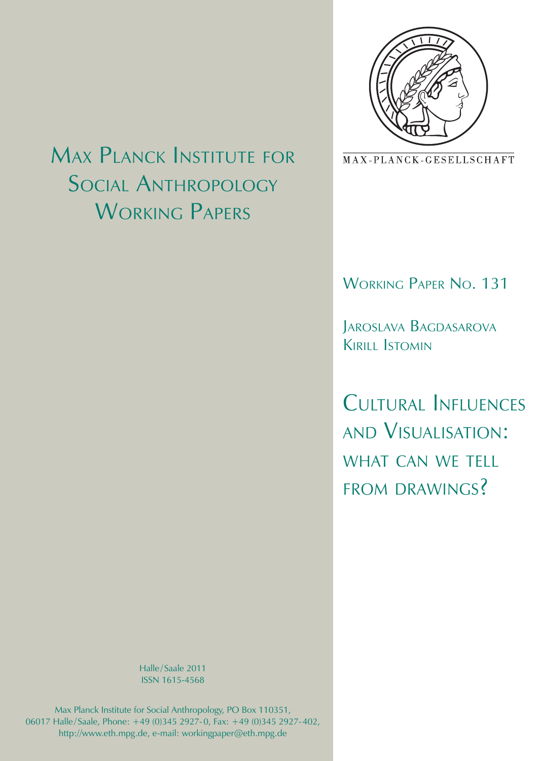# Max Planck Institute for Social Anthropology Working Papers

MAX-PLANCK-GESELLSCHAFT

Working Paper No. 131

Jaroslava Bagdasarova
Kirill Istomin

# Cultural Influences and Visualisation: what can we tell from drawings?

Halle/Saale 2011
ISSN 1615-4568

Max Planck Institute for Social Anthropology, PO Box 110351, 06017 Halle/Saale, Phone: +49 (0)345 2927-0, Fax: +49 (0)345 2927-402, http://www.eth.mpg.de, e-mail: workingpaper@eth.mpg.de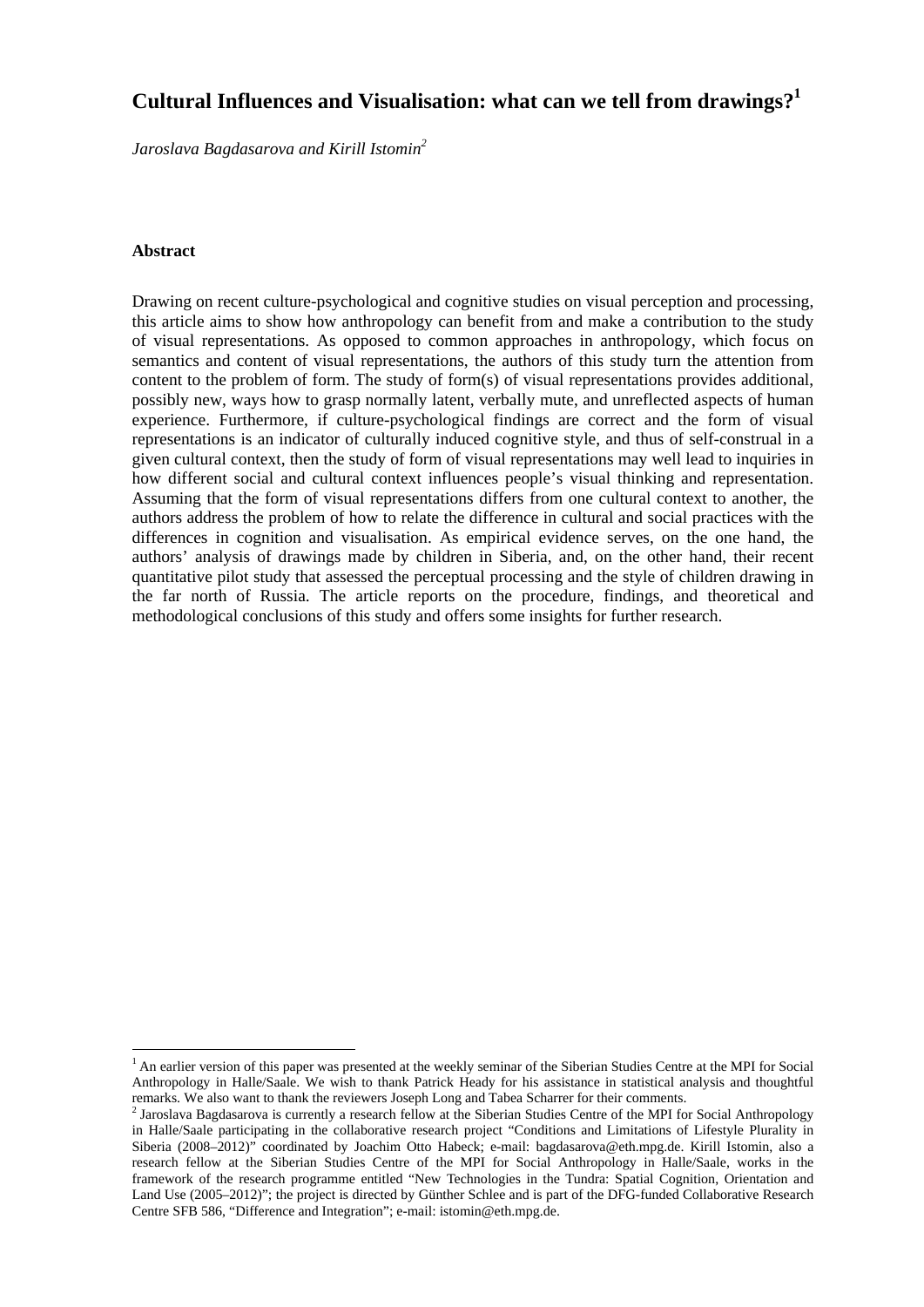# Cultural Influences and Visualisation: what can we tell from drawings?[1]

*Jaroslava Bagdasarova and Kirill Istomin[2]*

**Abstract**

Drawing on recent culture-psychological and cognitive studies on visual perception and processing, this article aims to show how anthropology can benefit from and make a contribution to the study of visual representations. As opposed to common approaches in anthropology, which focus on semantics and content of visual representations, the authors of this study turn the attention from content to the problem of form. The study of form(s) of visual representations provides additional, possibly new, ways how to grasp normally latent, verbally mute, and unreflected aspects of human experience. Furthermore, if culture-psychological findings are correct and the form of visual representations is an indicator of culturally induced cognitive style, and thus of self-construal in a given cultural context, then the study of form of visual representations may well lead to inquiries in how different social and cultural context influences people's visual thinking and representation. Assuming that the form of visual representations differs from one cultural context to another, the authors address the problem of how to relate the difference in cultural and social practices with the differences in cognition and visualisation. As empirical evidence serves, on the one hand, the authors' analysis of drawings made by children in Siberia, and, on the other hand, their recent quantitative pilot study that assessed the perceptual processing and the style of children drawing in the far north of Russia. The article reports on the procedure, findings, and theoretical and methodological conclusions of this study and offers some insights for further research.

---

[1] An earlier version of this paper was presented at the weekly seminar of the Siberian Studies Centre at the MPI for Social Anthropology in Halle/Saale. We wish to thank Patrick Heady for his assistance in statistical analysis and thoughtful remarks. We also want to thank the reviewers Joseph Long and Tabea Scharrer for their comments.

[2] Jaroslava Bagdasarova is currently a research fellow at the Siberian Studies Centre of the MPI for Social Anthropology in Halle/Saale participating in the collaborative research project "Conditions and Limitations of Lifestyle Plurality in Siberia (2008–2012)" coordinated by Joachim Otto Habeck; e-mail: bagdasarova@eth.mpg.de. Kirill Istomin, also a research fellow at the Siberian Studies Centre of the MPI for Social Anthropology in Halle/Saale, works in the framework of the research programme entitled "New Technologies in the Tundra: Spatial Cognition, Orientation and Land Use (2005–2012)"; the project is directed by Günther Schlee and is part of the DFG-funded Collaborative Research Centre SFB 586, "Difference and Integration"; e-mail: istomin@eth.mpg.de.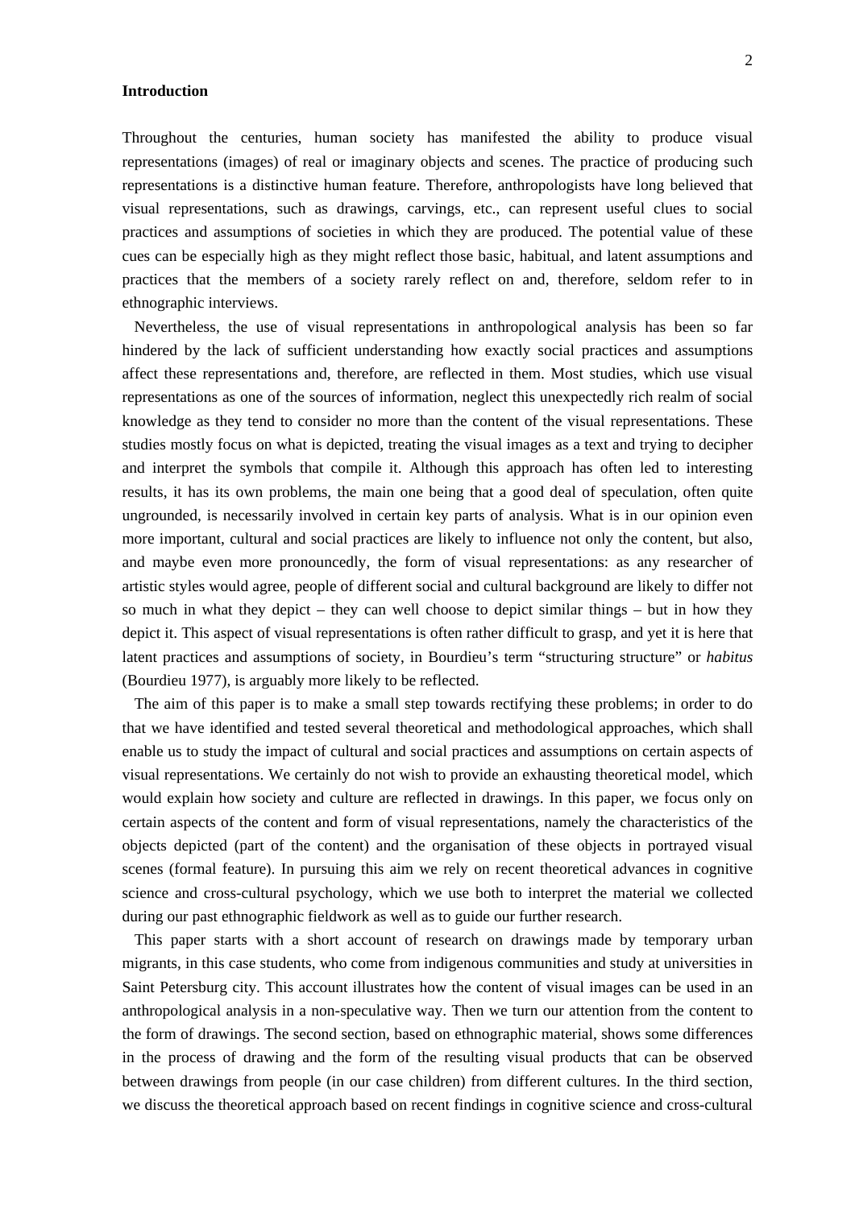**Introduction**

Throughout the centuries, human society has manifested the ability to produce visual representations (images) of real or imaginary objects and scenes. The practice of producing such representations is a distinctive human feature. Therefore, anthropologists have long believed that visual representations, such as drawings, carvings, etc., can represent useful clues to social practices and assumptions of societies in which they are produced. The potential value of these cues can be especially high as they might reflect those basic, habitual, and latent assumptions and practices that the members of a society rarely reflect on and, therefore, seldom refer to in ethnographic interviews.

Nevertheless, the use of visual representations in anthropological analysis has been so far hindered by the lack of sufficient understanding how exactly social practices and assumptions affect these representations and, therefore, are reflected in them. Most studies, which use visual representations as one of the sources of information, neglect this unexpectedly rich realm of social knowledge as they tend to consider no more than the content of the visual representations. These studies mostly focus on what is depicted, treating the visual images as a text and trying to decipher and interpret the symbols that compile it. Although this approach has often led to interesting results, it has its own problems, the main one being that a good deal of speculation, often quite ungrounded, is necessarily involved in certain key parts of analysis. What is in our opinion even more important, cultural and social practices are likely to influence not only the content, but also, and maybe even more pronouncedly, the form of visual representations: as any researcher of artistic styles would agree, people of different social and cultural background are likely to differ not so much in what they depict – they can well choose to depict similar things – but in how they depict it. This aspect of visual representations is often rather difficult to grasp, and yet it is here that latent practices and assumptions of society, in Bourdieu's term "structuring structure" or *habitus* (Bourdieu 1977), is arguably more likely to be reflected.

The aim of this paper is to make a small step towards rectifying these problems; in order to do that we have identified and tested several theoretical and methodological approaches, which shall enable us to study the impact of cultural and social practices and assumptions on certain aspects of visual representations. We certainly do not wish to provide an exhausting theoretical model, which would explain how society and culture are reflected in drawings. In this paper, we focus only on certain aspects of the content and form of visual representations, namely the characteristics of the objects depicted (part of the content) and the organisation of these objects in portrayed visual scenes (formal feature). In pursuing this aim we rely on recent theoretical advances in cognitive science and cross-cultural psychology, which we use both to interpret the material we collected during our past ethnographic fieldwork as well as to guide our further research.

This paper starts with a short account of research on drawings made by temporary urban migrants, in this case students, who come from indigenous communities and study at universities in Saint Petersburg city. This account illustrates how the content of visual images can be used in an anthropological analysis in a non-speculative way. Then we turn our attention from the content to the form of drawings. The second section, based on ethnographic material, shows some differences in the process of drawing and the form of the resulting visual products that can be observed between drawings from people (in our case children) from different cultures. In the third section, we discuss the theoretical approach based on recent findings in cognitive science and cross-cultural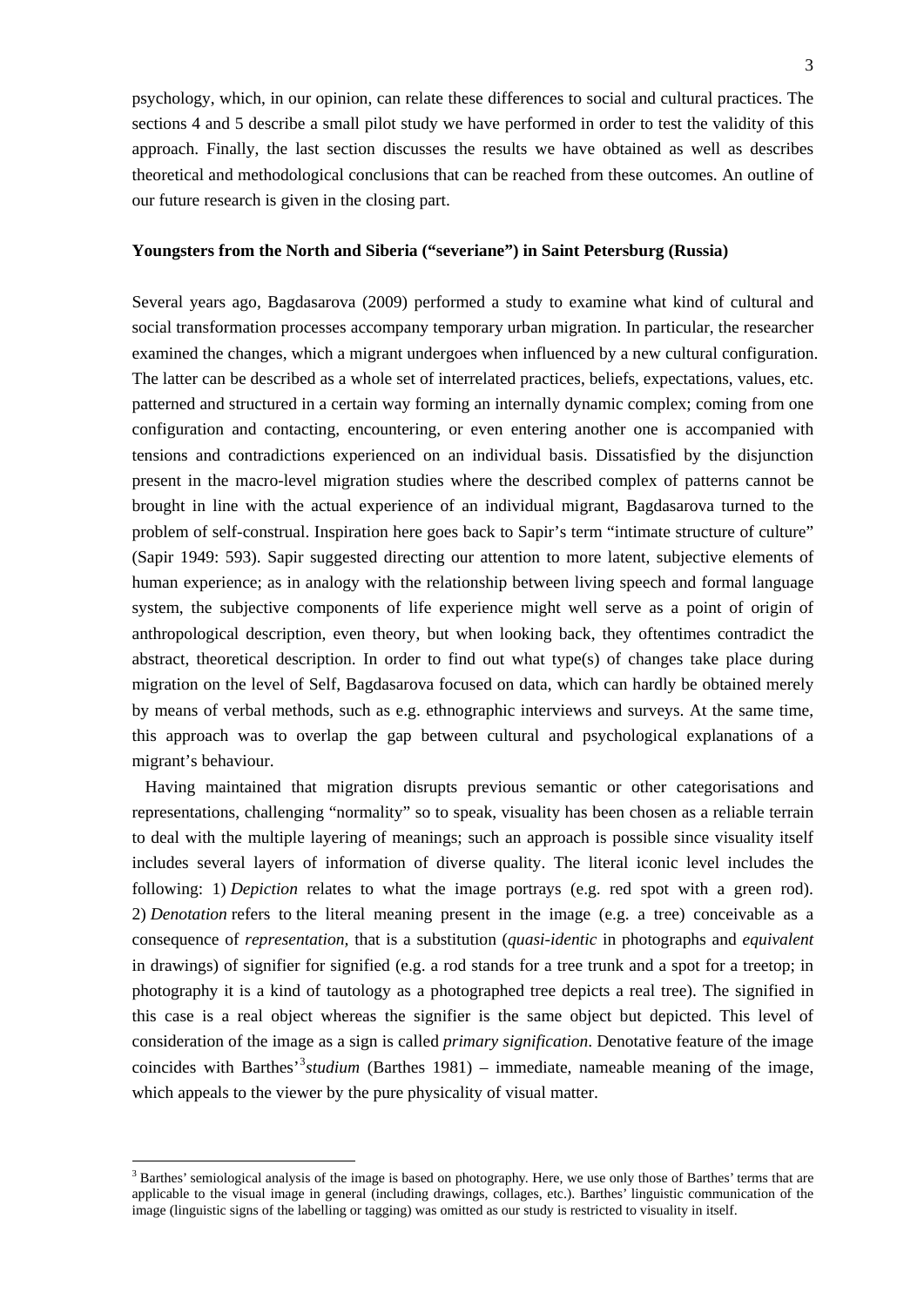psychology, which, in our opinion, can relate these differences to social and cultural practices. The sections 4 and 5 describe a small pilot study we have performed in order to test the validity of this approach. Finally, the last section discusses the results we have obtained as well as describes theoretical and methodological conclusions that can be reached from these outcomes. An outline of our future research is given in the closing part.

## Youngsters from the North and Siberia ("severiane") in Saint Petersburg (Russia)

Several years ago, Bagdasarova (2009) performed a study to examine what kind of cultural and social transformation processes accompany temporary urban migration. In particular, the researcher examined the changes, which a migrant undergoes when influenced by a new cultural configuration. The latter can be described as a whole set of interrelated practices, beliefs, expectations, values, etc. patterned and structured in a certain way forming an internally dynamic complex; coming from one configuration and contacting, encountering, or even entering another one is accompanied with tensions and contradictions experienced on an individual basis. Dissatisfied by the disjunction present in the macro-level migration studies where the described complex of patterns cannot be brought in line with the actual experience of an individual migrant, Bagdasarova turned to the problem of self-construal. Inspiration here goes back to Sapir's term "intimate structure of culture" (Sapir 1949: 593). Sapir suggested directing our attention to more latent, subjective elements of human experience; as in analogy with the relationship between living speech and formal language system, the subjective components of life experience might well serve as a point of origin of anthropological description, even theory, but when looking back, they oftentimes contradict the abstract, theoretical description. In order to find out what type(s) of changes take place during migration on the level of Self, Bagdasarova focused on data, which can hardly be obtained merely by means of verbal methods, such as e.g. ethnographic interviews and surveys. At the same time, this approach was to overlap the gap between cultural and psychological explanations of a migrant's behaviour.

Having maintained that migration disrupts previous semantic or other categorisations and representations, challenging "normality" so to speak, visuality has been chosen as a reliable terrain to deal with the multiple layering of meanings; such an approach is possible since visuality itself includes several layers of information of diverse quality. The literal iconic level includes the following: 1) *Depiction* relates to what the image portrays (e.g. red spot with a green rod). 2) *Denotation* refers to the literal meaning present in the image (e.g. a tree) conceivable as a consequence of *representation*, that is a substitution (*quasi-identic* in photographs and *equivalent* in drawings) of signifier for signified (e.g. a rod stands for a tree trunk and a spot for a treetop; in photography it is a kind of tautology as a photographed tree depicts a real tree). The signified in this case is a real object whereas the signifier is the same object but depicted. This level of consideration of the image as a sign is called *primary signification*. Denotative feature of the image coincides with Barthes'[3] *studium* (Barthes 1981) – immediate, nameable meaning of the image, which appeals to the viewer by the pure physicality of visual matter.

---

[3] Barthes' semiological analysis of the image is based on photography. Here, we use only those of Barthes' terms that are applicable to the visual image in general (including drawings, collages, etc.). Barthes' linguistic communication of the image (linguistic signs of the labelling or tagging) was omitted as our study is restricted to visuality in itself.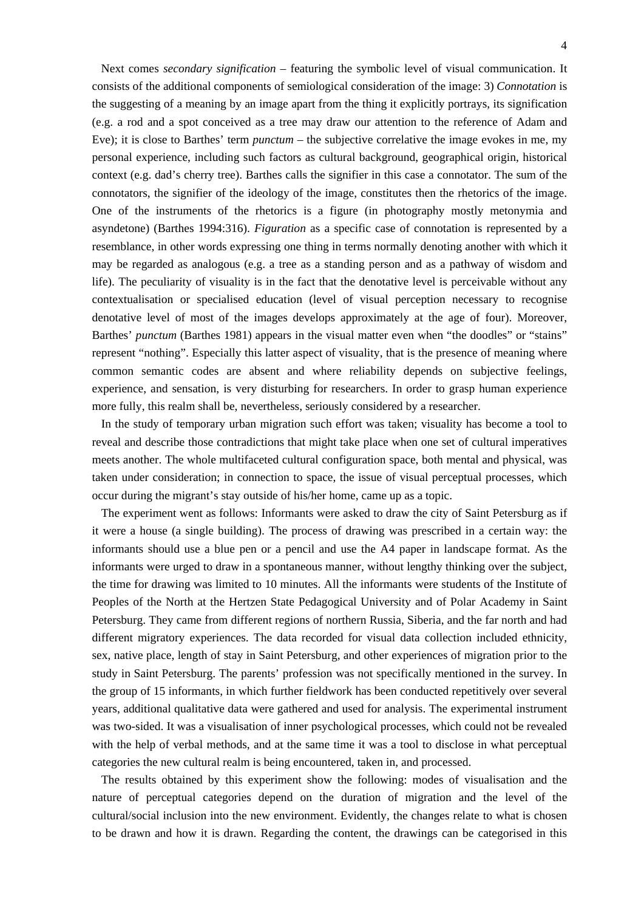Next comes *secondary signification* – featuring the symbolic level of visual communication. It consists of the additional components of semiological consideration of the image: 3) *Connotation* is the suggesting of a meaning by an image apart from the thing it explicitly portrays, its signification (e.g. a rod and a spot conceived as a tree may draw our attention to the reference of Adam and Eve); it is close to Barthes' term *punctum* – the subjective correlative the image evokes in me, my personal experience, including such factors as cultural background, geographical origin, historical context (e.g. dad's cherry tree). Barthes calls the signifier in this case a connotator. The sum of the connotators, the signifier of the ideology of the image, constitutes then the rhetorics of the image. One of the instruments of the rhetorics is a figure (in photography mostly metonymia and asyndetone) (Barthes 1994:316). *Figuration* as a specific case of connotation is represented by a resemblance, in other words expressing one thing in terms normally denoting another with which it may be regarded as analogous (e.g. a tree as a standing person and as a pathway of wisdom and life). The peculiarity of visuality is in the fact that the denotative level is perceivable without any contextualisation or specialised education (level of visual perception necessary to recognise denotative level of most of the images develops approximately at the age of four). Moreover, Barthes' *punctum* (Barthes 1981) appears in the visual matter even when "the doodles" or "stains" represent "nothing". Especially this latter aspect of visuality, that is the presence of meaning where common semantic codes are absent and where reliability depends on subjective feelings, experience, and sensation, is very disturbing for researchers. In order to grasp human experience more fully, this realm shall be, nevertheless, seriously considered by a researcher.

In the study of temporary urban migration such effort was taken; visuality has become a tool to reveal and describe those contradictions that might take place when one set of cultural imperatives meets another. The whole multifaceted cultural configuration space, both mental and physical, was taken under consideration; in connection to space, the issue of visual perceptual processes, which occur during the migrant's stay outside of his/her home, came up as a topic.

The experiment went as follows: Informants were asked to draw the city of Saint Petersburg as if it were a house (a single building). The process of drawing was prescribed in a certain way: the informants should use a blue pen or a pencil and use the A4 paper in landscape format. As the informants were urged to draw in a spontaneous manner, without lengthy thinking over the subject, the time for drawing was limited to 10 minutes. All the informants were students of the Institute of Peoples of the North at the Hertzen State Pedagogical University and of Polar Academy in Saint Petersburg. They came from different regions of northern Russia, Siberia, and the far north and had different migratory experiences. The data recorded for visual data collection included ethnicity, sex, native place, length of stay in Saint Petersburg, and other experiences of migration prior to the study in Saint Petersburg. The parents' profession was not specifically mentioned in the survey. In the group of 15 informants, in which further fieldwork has been conducted repetitively over several years, additional qualitative data were gathered and used for analysis. The experimental instrument was two-sided. It was a visualisation of inner psychological processes, which could not be revealed with the help of verbal methods, and at the same time it was a tool to disclose in what perceptual categories the new cultural realm is being encountered, taken in, and processed.

The results obtained by this experiment show the following: modes of visualisation and the nature of perceptual categories depend on the duration of migration and the level of the cultural/social inclusion into the new environment. Evidently, the changes relate to what is chosen to be drawn and how it is drawn. Regarding the content, the drawings can be categorised in this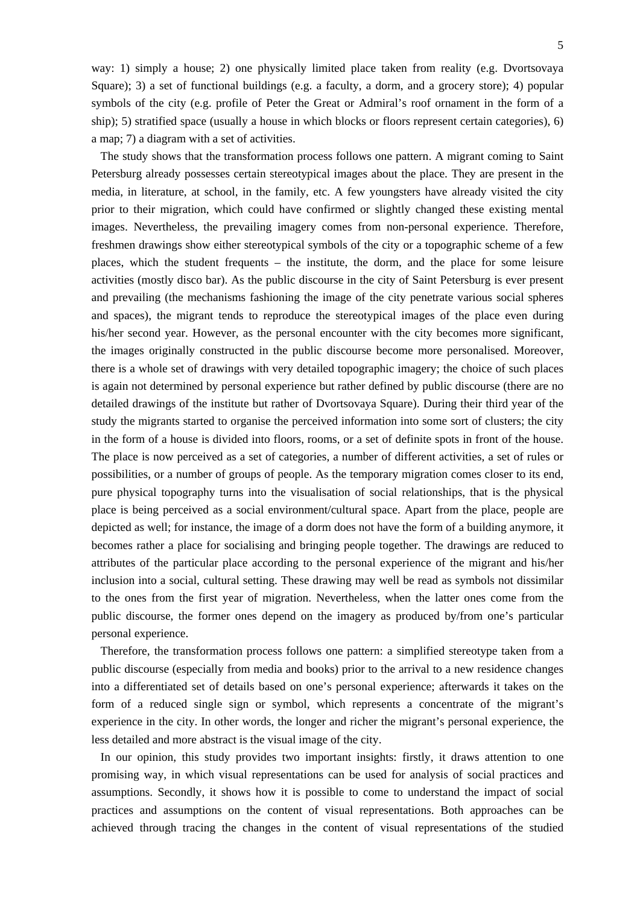way: 1) simply a house; 2) one physically limited place taken from reality (e.g. Dvortsovaya Square); 3) a set of functional buildings (e.g. a faculty, a dorm, and a grocery store); 4) popular symbols of the city (e.g. profile of Peter the Great or Admiral's roof ornament in the form of a ship); 5) stratified space (usually a house in which blocks or floors represent certain categories), 6) a map; 7) a diagram with a set of activities.

The study shows that the transformation process follows one pattern. A migrant coming to Saint Petersburg already possesses certain stereotypical images about the place. They are present in the media, in literature, at school, in the family, etc. A few youngsters have already visited the city prior to their migration, which could have confirmed or slightly changed these existing mental images. Nevertheless, the prevailing imagery comes from non-personal experience. Therefore, freshmen drawings show either stereotypical symbols of the city or a topographic scheme of a few places, which the student frequents – the institute, the dorm, and the place for some leisure activities (mostly disco bar). As the public discourse in the city of Saint Petersburg is ever present and prevailing (the mechanisms fashioning the image of the city penetrate various social spheres and spaces), the migrant tends to reproduce the stereotypical images of the place even during his/her second year. However, as the personal encounter with the city becomes more significant, the images originally constructed in the public discourse become more personalised. Moreover, there is a whole set of drawings with very detailed topographic imagery; the choice of such places is again not determined by personal experience but rather defined by public discourse (there are no detailed drawings of the institute but rather of Dvortsovaya Square). During their third year of the study the migrants started to organise the perceived information into some sort of clusters; the city in the form of a house is divided into floors, rooms, or a set of definite spots in front of the house. The place is now perceived as a set of categories, a number of different activities, a set of rules or possibilities, or a number of groups of people. As the temporary migration comes closer to its end, pure physical topography turns into the visualisation of social relationships, that is the physical place is being perceived as a social environment/cultural space. Apart from the place, people are depicted as well; for instance, the image of a dorm does not have the form of a building anymore, it becomes rather a place for socialising and bringing people together. The drawings are reduced to attributes of the particular place according to the personal experience of the migrant and his/her inclusion into a social, cultural setting. These drawing may well be read as symbols not dissimilar to the ones from the first year of migration. Nevertheless, when the latter ones come from the public discourse, the former ones depend on the imagery as produced by/from one's particular personal experience.

Therefore, the transformation process follows one pattern: a simplified stereotype taken from a public discourse (especially from media and books) prior to the arrival to a new residence changes into a differentiated set of details based on one's personal experience; afterwards it takes on the form of a reduced single sign or symbol, which represents a concentrate of the migrant's experience in the city. In other words, the longer and richer the migrant's personal experience, the less detailed and more abstract is the visual image of the city.

In our opinion, this study provides two important insights: firstly, it draws attention to one promising way, in which visual representations can be used for analysis of social practices and assumptions. Secondly, it shows how it is possible to come to understand the impact of social practices and assumptions on the content of visual representations. Both approaches can be achieved through tracing the changes in the content of visual representations of the studied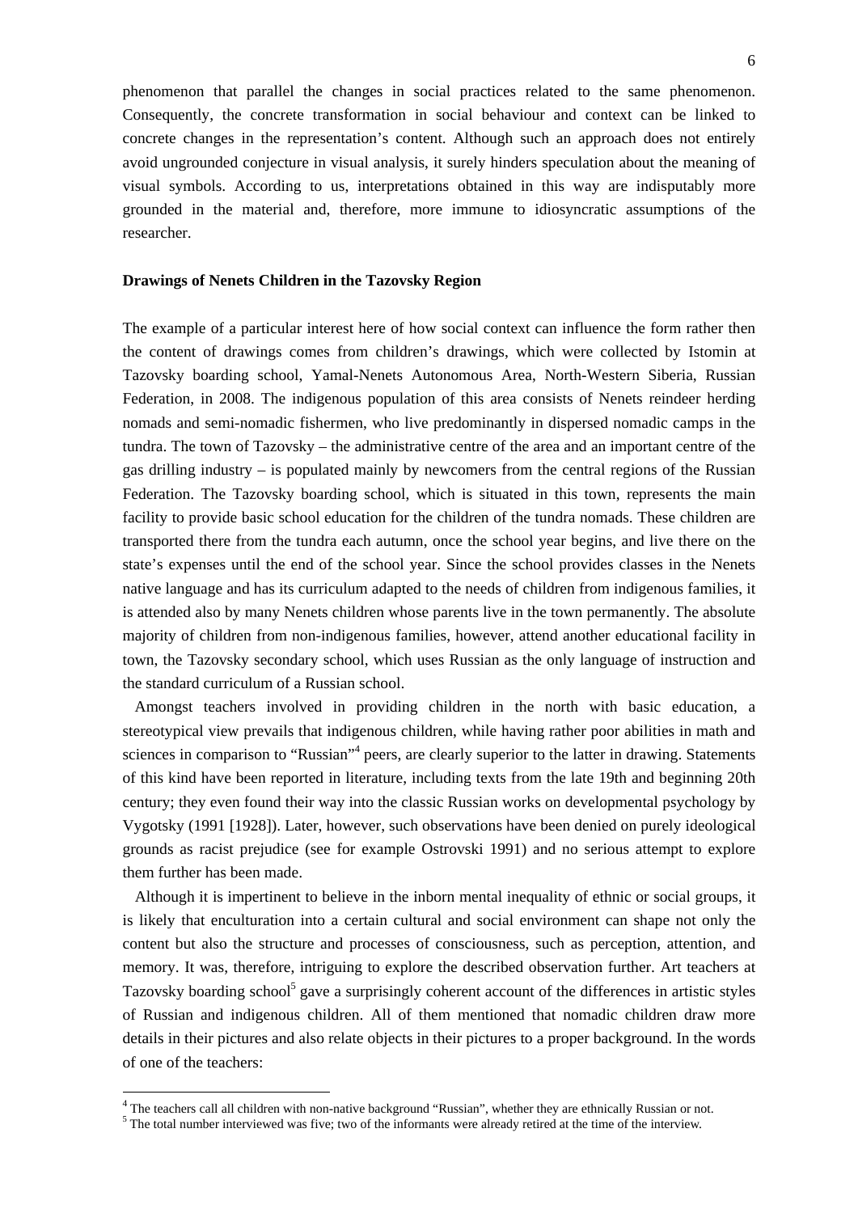phenomenon that parallel the changes in social practices related to the same phenomenon. Consequently, the concrete transformation in social behaviour and context can be linked to concrete changes in the representation's content. Although such an approach does not entirely avoid ungrounded conjecture in visual analysis, it surely hinders speculation about the meaning of visual symbols. According to us, interpretations obtained in this way are indisputably more grounded in the material and, therefore, more immune to idiosyncratic assumptions of the researcher.

### Drawings of Nenets Children in the Tazovsky Region

The example of a particular interest here of how social context can influence the form rather then the content of drawings comes from children's drawings, which were collected by Istomin at Tazovsky boarding school, Yamal-Nenets Autonomous Area, North-Western Siberia, Russian Federation, in 2008. The indigenous population of this area consists of Nenets reindeer herding nomads and semi-nomadic fishermen, who live predominantly in dispersed nomadic camps in the tundra. The town of Tazovsky – the administrative centre of the area and an important centre of the gas drilling industry – is populated mainly by newcomers from the central regions of the Russian Federation. The Tazovsky boarding school, which is situated in this town, represents the main facility to provide basic school education for the children of the tundra nomads. These children are transported there from the tundra each autumn, once the school year begins, and live there on the state's expenses until the end of the school year. Since the school provides classes in the Nenets native language and has its curriculum adapted to the needs of children from indigenous families, it is attended also by many Nenets children whose parents live in the town permanently. The absolute majority of children from non-indigenous families, however, attend another educational facility in town, the Tazovsky secondary school, which uses Russian as the only language of instruction and the standard curriculum of a Russian school.

Amongst teachers involved in providing children in the north with basic education, a stereotypical view prevails that indigenous children, while having rather poor abilities in math and sciences in comparison to "Russian"[4] peers, are clearly superior to the latter in drawing. Statements of this kind have been reported in literature, including texts from the late 19th and beginning 20th century; they even found their way into the classic Russian works on developmental psychology by Vygotsky (1991 [1928]). Later, however, such observations have been denied on purely ideological grounds as racist prejudice (see for example Ostrovski 1991) and no serious attempt to explore them further has been made.

Although it is impertinent to believe in the inborn mental inequality of ethnic or social groups, it is likely that enculturation into a certain cultural and social environment can shape not only the content but also the structure and processes of consciousness, such as perception, attention, and memory. It was, therefore, intriguing to explore the described observation further. Art teachers at Tazovsky boarding school[5] gave a surprisingly coherent account of the differences in artistic styles of Russian and indigenous children. All of them mentioned that nomadic children draw more details in their pictures and also relate objects in their pictures to a proper background. In the words of one of the teachers:

---

[4] The teachers call all children with non-native background "Russian", whether they are ethnically Russian or not.

[5] The total number interviewed was five; two of the informants were already retired at the time of the interview.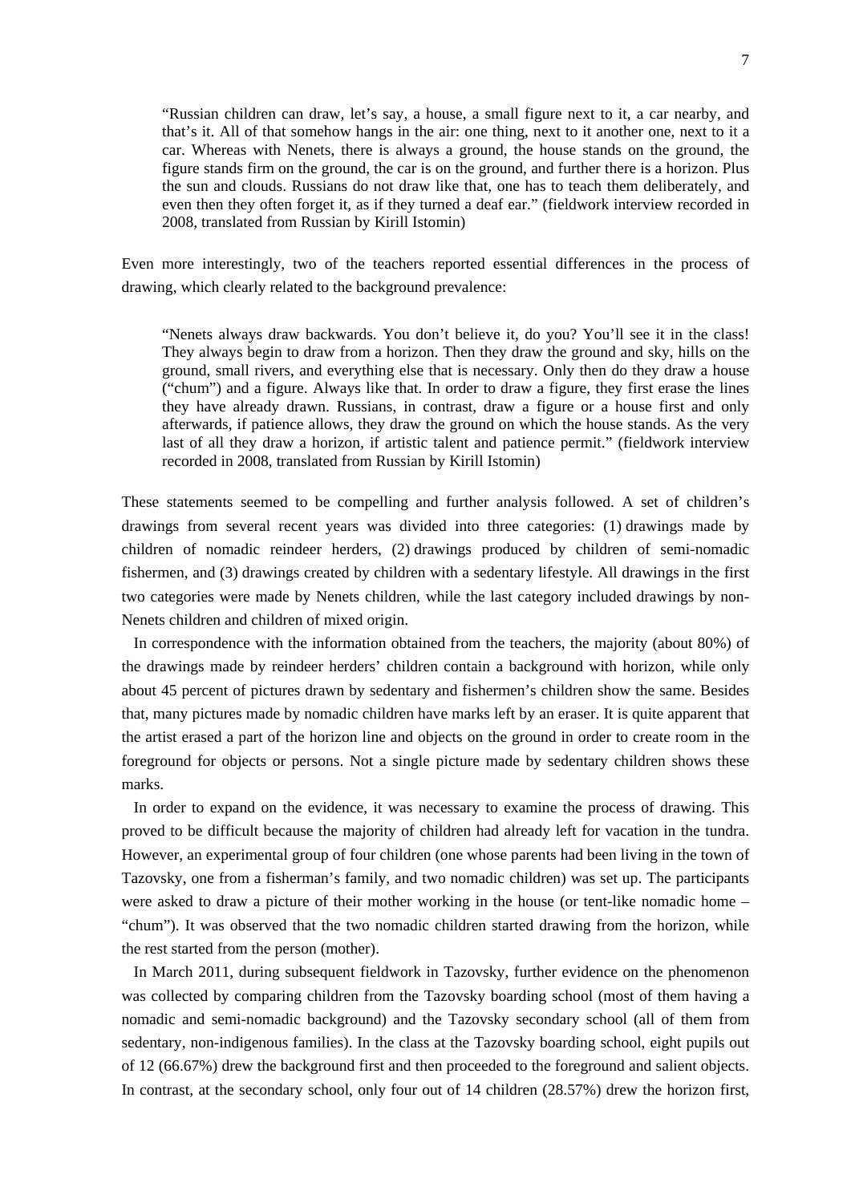> "Russian children can draw, let's say, a house, a small figure next to it, a car nearby, and that's it. All of that somehow hangs in the air: one thing, next to it another one, next to it a car. Whereas with Nenets, there is always a ground, the house stands on the ground, the figure stands firm on the ground, the car is on the ground, and further there is a horizon. Plus the sun and clouds. Russians do not draw like that, one has to teach them deliberately, and even then they often forget it, as if they turned a deaf ear." (fieldwork interview recorded in 2008, translated from Russian by Kirill Istomin)

Even more interestingly, two of the teachers reported essential differences in the process of drawing, which clearly related to the background prevalence:

> "Nenets always draw backwards. You don't believe it, do you? You'll see it in the class! They always begin to draw from a horizon. Then they draw the ground and sky, hills on the ground, small rivers, and everything else that is necessary. Only then do they draw a house ("chum") and a figure. Always like that. In order to draw a figure, they first erase the lines they have already drawn. Russians, in contrast, draw a figure or a house first and only afterwards, if patience allows, they draw the ground on which the house stands. As the very last of all they draw a horizon, if artistic talent and patience permit." (fieldwork interview recorded in 2008, translated from Russian by Kirill Istomin)

These statements seemed to be compelling and further analysis followed. A set of children's drawings from several recent years was divided into three categories: (1) drawings made by children of nomadic reindeer herders, (2) drawings produced by children of semi-nomadic fishermen, and (3) drawings created by children with a sedentary lifestyle. All drawings in the first two categories were made by Nenets children, while the last category included drawings by non-Nenets children and children of mixed origin.

In correspondence with the information obtained from the teachers, the majority (about 80%) of the drawings made by reindeer herders' children contain a background with horizon, while only about 45 percent of pictures drawn by sedentary and fishermen's children show the same. Besides that, many pictures made by nomadic children have marks left by an eraser. It is quite apparent that the artist erased a part of the horizon line and objects on the ground in order to create room in the foreground for objects or persons. Not a single picture made by sedentary children shows these marks.

In order to expand on the evidence, it was necessary to examine the process of drawing. This proved to be difficult because the majority of children had already left for vacation in the tundra. However, an experimental group of four children (one whose parents had been living in the town of Tazovsky, one from a fisherman's family, and two nomadic children) was set up. The participants were asked to draw a picture of their mother working in the house (or tent-like nomadic home – "chum"). It was observed that the two nomadic children started drawing from the horizon, while the rest started from the person (mother).

In March 2011, during subsequent fieldwork in Tazovsky, further evidence on the phenomenon was collected by comparing children from the Tazovsky boarding school (most of them having a nomadic and semi-nomadic background) and the Tazovsky secondary school (all of them from sedentary, non-indigenous families). In the class at the Tazovsky boarding school, eight pupils out of 12 (66.67%) drew the background first and then proceeded to the foreground and salient objects. In contrast, at the secondary school, only four out of 14 children (28.57%) drew the horizon first,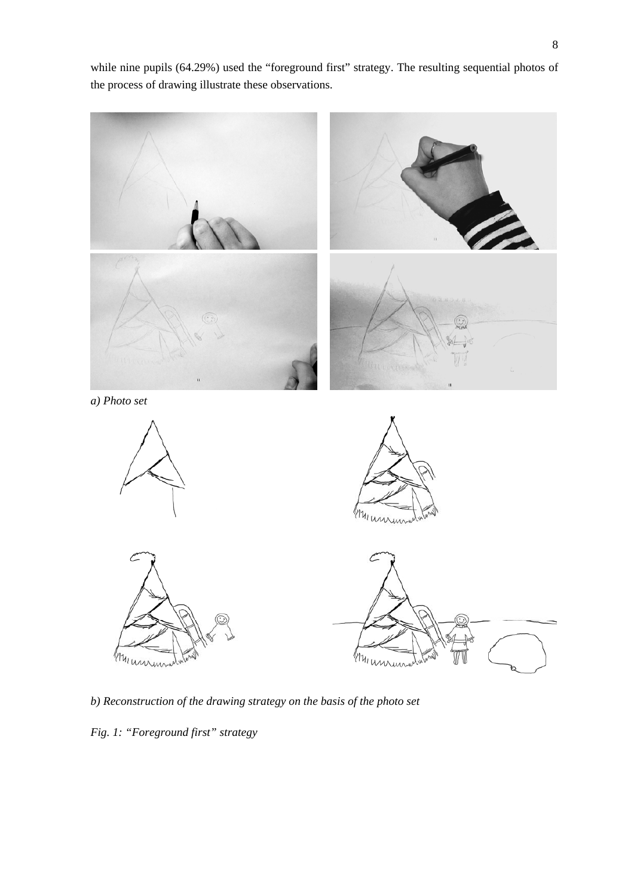while nine pupils (64.29%) used the "foreground first" strategy. The resulting sequential photos of the process of drawing illustrate these observations.

*a) Photo set*

*b) Reconstruction of the drawing strategy on the basis of the photo set*

*Fig. 1: "Foreground first" strategy*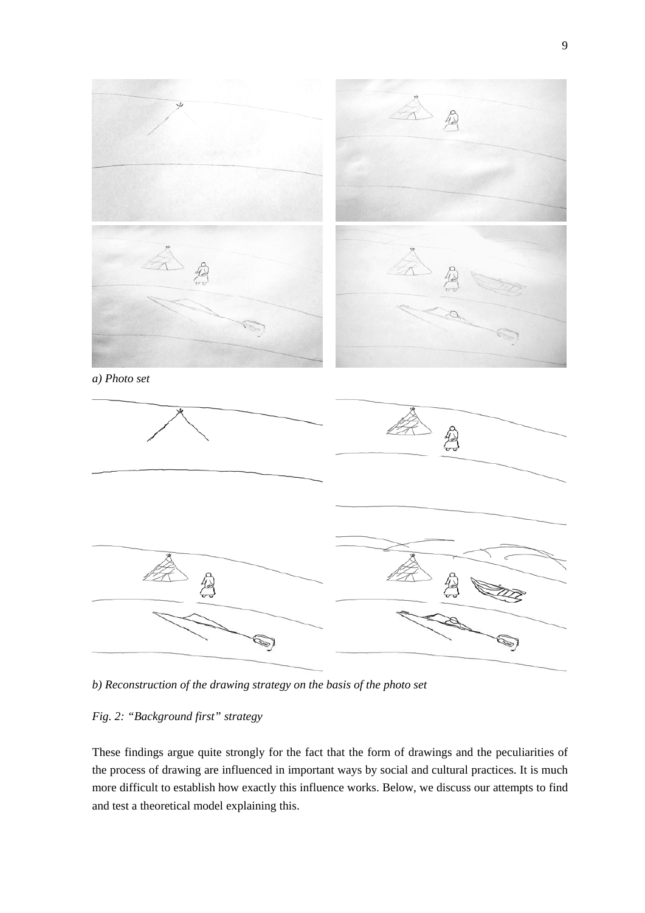*a) Photo set*

*b) Reconstruction of the drawing strategy on the basis of the photo set*

*Fig. 2: “Background first” strategy*

These findings argue quite strongly for the fact that the form of drawings and the peculiarities of the process of drawing are influenced in important ways by social and cultural practices. It is much more difficult to establish how exactly this influence works. Below, we discuss our attempts to find and test a theoretical model explaining this.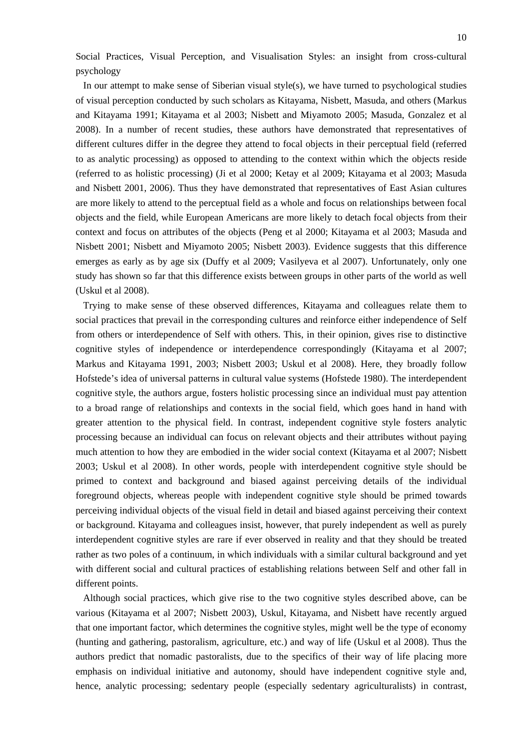## Social Practices, Visual Perception, and Visualisation Styles: an insight from cross-cultural psychology

In our attempt to make sense of Siberian visual style(s), we have turned to psychological studies of visual perception conducted by such scholars as Kitayama, Nisbett, Masuda, and others (Markus and Kitayama 1991; Kitayama et al 2003; Nisbett and Miyamoto 2005; Masuda, Gonzalez et al 2008). In a number of recent studies, these authors have demonstrated that representatives of different cultures differ in the degree they attend to focal objects in their perceptual field (referred to as analytic processing) as opposed to attending to the context within which the objects reside (referred to as holistic processing) (Ji et al 2000; Ketay et al 2009; Kitayama et al 2003; Masuda and Nisbett 2001, 2006). Thus they have demonstrated that representatives of East Asian cultures are more likely to attend to the perceptual field as a whole and focus on relationships between focal objects and the field, while European Americans are more likely to detach focal objects from their context and focus on attributes of the objects (Peng et al 2000; Kitayama et al 2003; Masuda and Nisbett 2001; Nisbett and Miyamoto 2005; Nisbett 2003). Evidence suggests that this difference emerges as early as by age six (Duffy et al 2009; Vasilyeva et al 2007). Unfortunately, only one study has shown so far that this difference exists between groups in other parts of the world as well (Uskul et al 2008).

Trying to make sense of these observed differences, Kitayama and colleagues relate them to social practices that prevail in the corresponding cultures and reinforce either independence of Self from others or interdependence of Self with others. This, in their opinion, gives rise to distinctive cognitive styles of independence or interdependence correspondingly (Kitayama et al 2007; Markus and Kitayama 1991, 2003; Nisbett 2003; Uskul et al 2008). Here, they broadly follow Hofstede's idea of universal patterns in cultural value systems (Hofstede 1980). The interdependent cognitive style, the authors argue, fosters holistic processing since an individual must pay attention to a broad range of relationships and contexts in the social field, which goes hand in hand with greater attention to the physical field. In contrast, independent cognitive style fosters analytic processing because an individual can focus on relevant objects and their attributes without paying much attention to how they are embodied in the wider social context (Kitayama et al 2007; Nisbett 2003; Uskul et al 2008). In other words, people with interdependent cognitive style should be primed to context and background and biased against perceiving details of the individual foreground objects, whereas people with independent cognitive style should be primed towards perceiving individual objects of the visual field in detail and biased against perceiving their context or background. Kitayama and colleagues insist, however, that purely independent as well as purely interdependent cognitive styles are rare if ever observed in reality and that they should be treated rather as two poles of a continuum, in which individuals with a similar cultural background and yet with different social and cultural practices of establishing relations between Self and other fall in different points.

Although social practices, which give rise to the two cognitive styles described above, can be various (Kitayama et al 2007; Nisbett 2003), Uskul, Kitayama, and Nisbett have recently argued that one important factor, which determines the cognitive styles, might well be the type of economy (hunting and gathering, pastoralism, agriculture, etc.) and way of life (Uskul et al 2008). Thus the authors predict that nomadic pastoralists, due to the specifics of their way of life placing more emphasis on individual initiative and autonomy, should have independent cognitive style and, hence, analytic processing; sedentary people (especially sedentary agriculturalists) in contrast,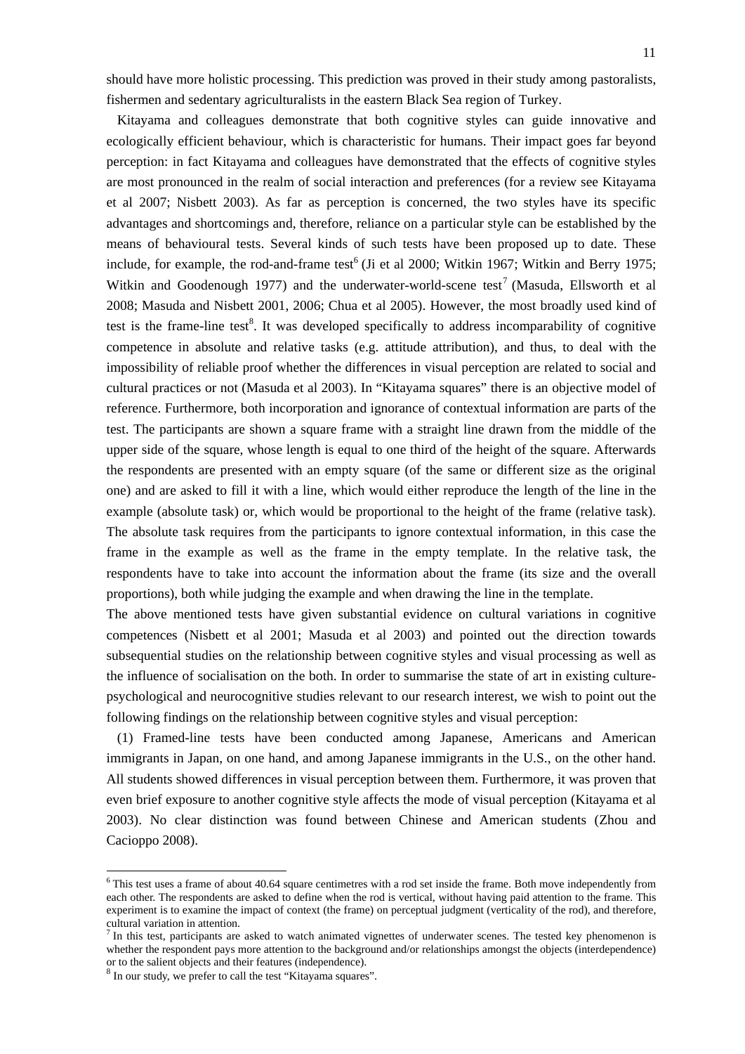should have more holistic processing. This prediction was proved in their study among pastoralists, fishermen and sedentary agriculturalists in the eastern Black Sea region of Turkey.

Kitayama and colleagues demonstrate that both cognitive styles can guide innovative and ecologically efficient behaviour, which is characteristic for humans. Their impact goes far beyond perception: in fact Kitayama and colleagues have demonstrated that the effects of cognitive styles are most pronounced in the realm of social interaction and preferences (for a review see Kitayama et al 2007; Nisbett 2003). As far as perception is concerned, the two styles have its specific advantages and shortcomings and, therefore, reliance on a particular style can be established by the means of behavioural tests. Several kinds of such tests have been proposed up to date. These include, for example, the rod-and-frame test[6] (Ji et al 2000; Witkin 1967; Witkin and Berry 1975; Witkin and Goodenough 1977) and the underwater-world-scene test[7] (Masuda, Ellsworth et al 2008; Masuda and Nisbett 2001, 2006; Chua et al 2005). However, the most broadly used kind of test is the frame-line test[8]. It was developed specifically to address incomparability of cognitive competence in absolute and relative tasks (e.g. attitude attribution), and thus, to deal with the impossibility of reliable proof whether the differences in visual perception are related to social and cultural practices or not (Masuda et al 2003). In "Kitayama squares" there is an objective model of reference. Furthermore, both incorporation and ignorance of contextual information are parts of the test. The participants are shown a square frame with a straight line drawn from the middle of the upper side of the square, whose length is equal to one third of the height of the square. Afterwards the respondents are presented with an empty square (of the same or different size as the original one) and are asked to fill it with a line, which would either reproduce the length of the line in the example (absolute task) or, which would be proportional to the height of the frame (relative task). The absolute task requires from the participants to ignore contextual information, in this case the frame in the example as well as the frame in the empty template. In the relative task, the respondents have to take into account the information about the frame (its size and the overall proportions), both while judging the example and when drawing the line in the template.

The above mentioned tests have given substantial evidence on cultural variations in cognitive competences (Nisbett et al 2001; Masuda et al 2003) and pointed out the direction towards subsequential studies on the relationship between cognitive styles and visual processing as well as the influence of socialisation on the both. In order to summarise the state of art in existing culture-psychological and neurocognitive studies relevant to our research interest, we wish to point out the following findings on the relationship between cognitive styles and visual perception:

(1) Framed-line tests have been conducted among Japanese, Americans and American immigrants in Japan, on one hand, and among Japanese immigrants in the U.S., on the other hand. All students showed differences in visual perception between them. Furthermore, it was proven that even brief exposure to another cognitive style affects the mode of visual perception (Kitayama et al 2003). No clear distinction was found between Chinese and American students (Zhou and Cacioppo 2008).

---

[6] This test uses a frame of about 40.64 square centimetres with a rod set inside the frame. Both move independently from each other. The respondents are asked to define when the rod is vertical, without having paid attention to the frame. This experiment is to examine the impact of context (the frame) on perceptual judgment (verticality of the rod), and therefore, cultural variation in attention.

[7] In this test, participants are asked to watch animated vignettes of underwater scenes. The tested key phenomenon is whether the respondent pays more attention to the background and/or relationships amongst the objects (interdependence) or to the salient objects and their features (independence).

[8] In our study, we prefer to call the test "Kitayama squares".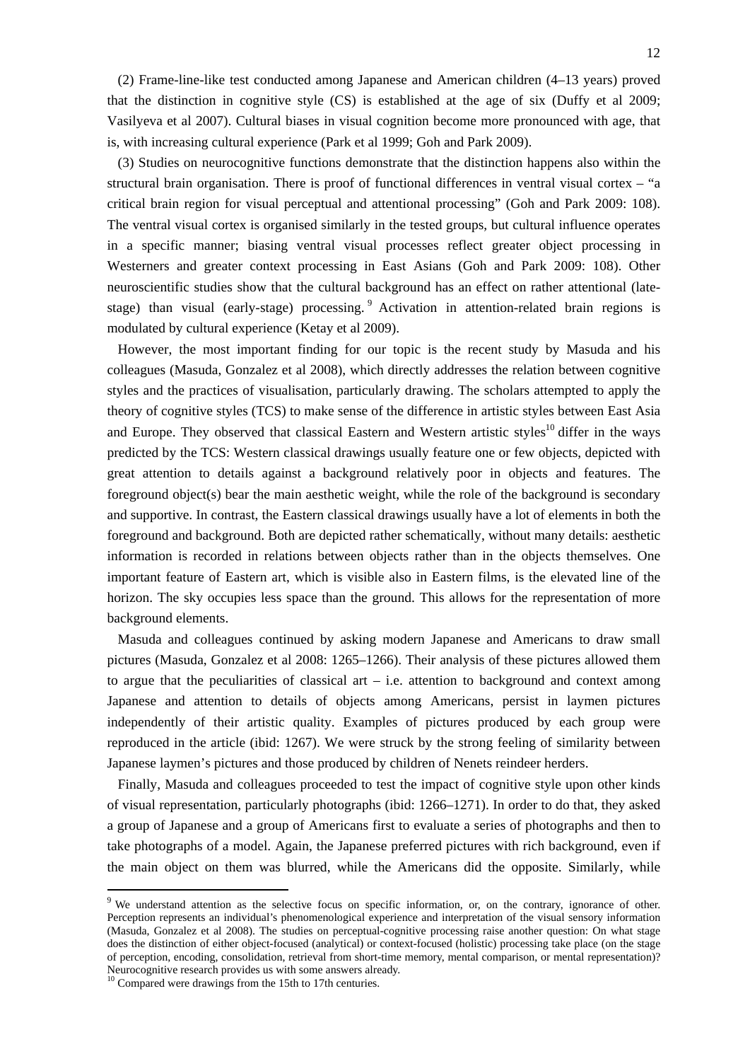(2) Frame-line-like test conducted among Japanese and American children (4–13 years) proved that the distinction in cognitive style (CS) is established at the age of six (Duffy et al 2009; Vasilyeva et al 2007). Cultural biases in visual cognition become more pronounced with age, that is, with increasing cultural experience (Park et al 1999; Goh and Park 2009).

(3) Studies on neurocognitive functions demonstrate that the distinction happens also within the structural brain organisation. There is proof of functional differences in ventral visual cortex – "a critical brain region for visual perceptual and attentional processing" (Goh and Park 2009: 108). The ventral visual cortex is organised similarly in the tested groups, but cultural influence operates in a specific manner; biasing ventral visual processes reflect greater object processing in Westerners and greater context processing in East Asians (Goh and Park 2009: 108). Other neuroscientific studies show that the cultural background has an effect on rather attentional (late-stage) than visual (early-stage) processing.[9] Activation in attention-related brain regions is modulated by cultural experience (Ketay et al 2009).

However, the most important finding for our topic is the recent study by Masuda and his colleagues (Masuda, Gonzalez et al 2008), which directly addresses the relation between cognitive styles and the practices of visualisation, particularly drawing. The scholars attempted to apply the theory of cognitive styles (TCS) to make sense of the difference in artistic styles between East Asia and Europe. They observed that classical Eastern and Western artistic styles[10] differ in the ways predicted by the TCS: Western classical drawings usually feature one or few objects, depicted with great attention to details against a background relatively poor in objects and features. The foreground object(s) bear the main aesthetic weight, while the role of the background is secondary and supportive. In contrast, the Eastern classical drawings usually have a lot of elements in both the foreground and background. Both are depicted rather schematically, without many details: aesthetic information is recorded in relations between objects rather than in the objects themselves. One important feature of Eastern art, which is visible also in Eastern films, is the elevated line of the horizon. The sky occupies less space than the ground. This allows for the representation of more background elements.

Masuda and colleagues continued by asking modern Japanese and Americans to draw small pictures (Masuda, Gonzalez et al 2008: 1265–1266). Their analysis of these pictures allowed them to argue that the peculiarities of classical art – i.e. attention to background and context among Japanese and attention to details of objects among Americans, persist in laymen pictures independently of their artistic quality. Examples of pictures produced by each group were reproduced in the article (ibid: 1267). We were struck by the strong feeling of similarity between Japanese laymen's pictures and those produced by children of Nenets reindeer herders.

Finally, Masuda and colleagues proceeded to test the impact of cognitive style upon other kinds of visual representation, particularly photographs (ibid: 1266–1271). In order to do that, they asked a group of Japanese and a group of Americans first to evaluate a series of photographs and then to take photographs of a model. Again, the Japanese preferred pictures with rich background, even if the main object on them was blurred, while the Americans did the opposite. Similarly, while

---

[9] We understand attention as the selective focus on specific information, or, on the contrary, ignorance of other. Perception represents an individual's phenomenological experience and interpretation of the visual sensory information (Masuda, Gonzalez et al 2008). The studies on perceptual-cognitive processing raise another question: On what stage does the distinction of either object-focused (analytical) or context-focused (holistic) processing take place (on the stage of perception, encoding, consolidation, retrieval from short-time memory, mental comparison, or mental representation)? Neurocognitive research provides us with some answers already.

[10] Compared were drawings from the 15th to 17th centuries.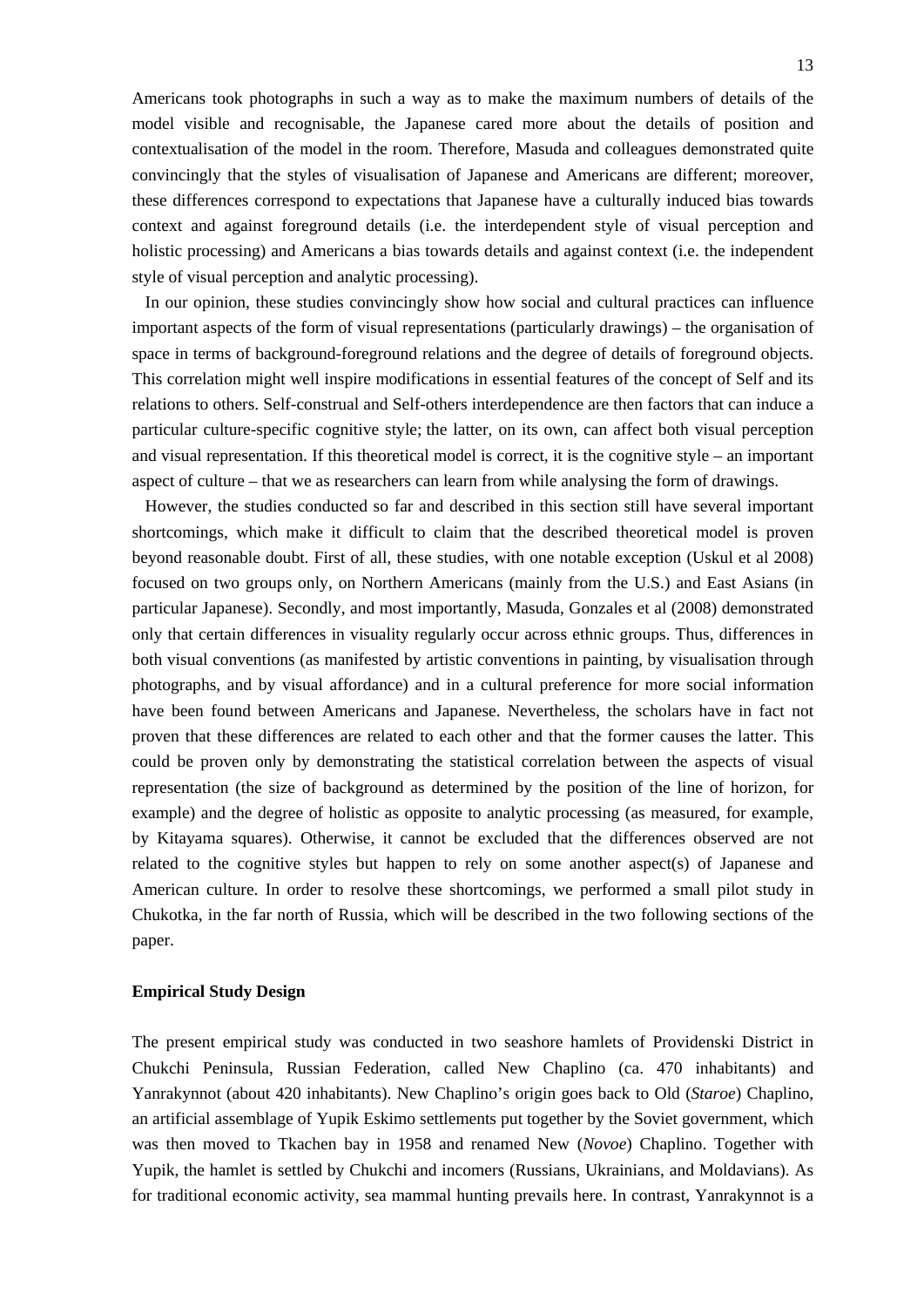Americans took photographs in such a way as to make the maximum numbers of details of the model visible and recognisable, the Japanese cared more about the details of position and contextualisation of the model in the room. Therefore, Masuda and colleagues demonstrated quite convincingly that the styles of visualisation of Japanese and Americans are different; moreover, these differences correspond to expectations that Japanese have a culturally induced bias towards context and against foreground details (i.e. the interdependent style of visual perception and holistic processing) and Americans a bias towards details and against context (i.e. the independent style of visual perception and analytic processing).

In our opinion, these studies convincingly show how social and cultural practices can influence important aspects of the form of visual representations (particularly drawings) – the organisation of space in terms of background-foreground relations and the degree of details of foreground objects. This correlation might well inspire modifications in essential features of the concept of Self and its relations to others. Self-construal and Self-others interdependence are then factors that can induce a particular culture-specific cognitive style; the latter, on its own, can affect both visual perception and visual representation. If this theoretical model is correct, it is the cognitive style – an important aspect of culture – that we as researchers can learn from while analysing the form of drawings.

However, the studies conducted so far and described in this section still have several important shortcomings, which make it difficult to claim that the described theoretical model is proven beyond reasonable doubt. First of all, these studies, with one notable exception (Uskul et al 2008) focused on two groups only, on Northern Americans (mainly from the U.S.) and East Asians (in particular Japanese). Secondly, and most importantly, Masuda, Gonzales et al (2008) demonstrated only that certain differences in visuality regularly occur across ethnic groups. Thus, differences in both visual conventions (as manifested by artistic conventions in painting, by visualisation through photographs, and by visual affordance) and in a cultural preference for more social information have been found between Americans and Japanese. Nevertheless, the scholars have in fact not proven that these differences are related to each other and that the former causes the latter. This could be proven only by demonstrating the statistical correlation between the aspects of visual representation (the size of background as determined by the position of the line of horizon, for example) and the degree of holistic as opposite to analytic processing (as measured, for example, by Kitayama squares). Otherwise, it cannot be excluded that the differences observed are not related to the cognitive styles but happen to rely on some another aspect(s) of Japanese and American culture. In order to resolve these shortcomings, we performed a small pilot study in Chukotka, in the far north of Russia, which will be described in the two following sections of the paper.

**Empirical Study Design**

The present empirical study was conducted in two seashore hamlets of Providenski District in Chukchi Peninsula, Russian Federation, called New Chaplino (ca. 470 inhabitants) and Yanrakynnot (about 420 inhabitants). New Chaplino's origin goes back to Old (*Staroe*) Chaplino, an artificial assemblage of Yupik Eskimo settlements put together by the Soviet government, which was then moved to Tkachen bay in 1958 and renamed New (*Novoe*) Chaplino. Together with Yupik, the hamlet is settled by Chukchi and incomers (Russians, Ukrainians, and Moldavians). As for traditional economic activity, sea mammal hunting prevails here. In contrast, Yanrakynnot is a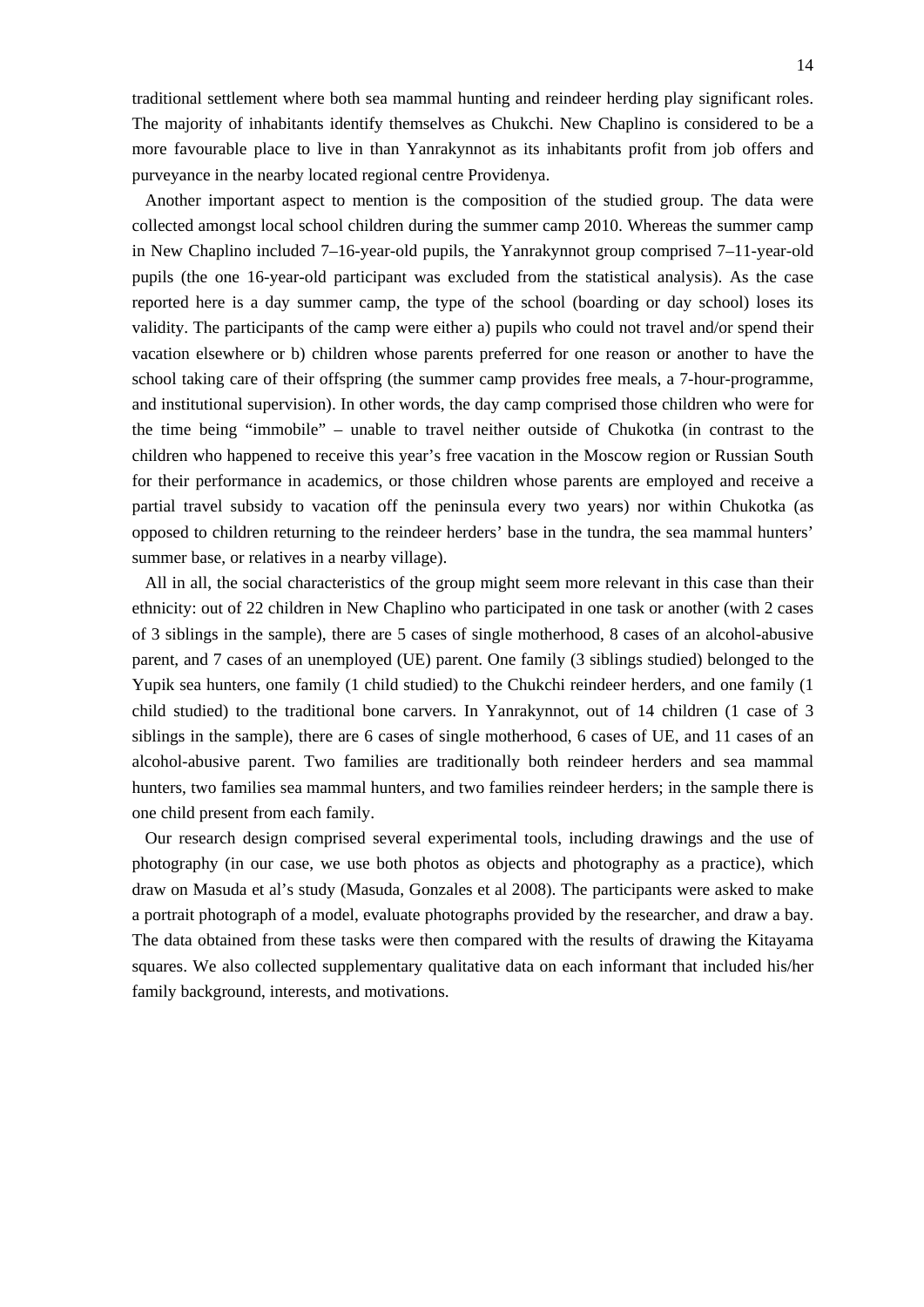traditional settlement where both sea mammal hunting and reindeer herding play significant roles. The majority of inhabitants identify themselves as Chukchi. New Chaplino is considered to be a more favourable place to live in than Yanrakynnot as its inhabitants profit from job offers and purveyance in the nearby located regional centre Providenya.

Another important aspect to mention is the composition of the studied group. The data were collected amongst local school children during the summer camp 2010. Whereas the summer camp in New Chaplino included 7–16-year-old pupils, the Yanrakynnot group comprised 7–11-year-old pupils (the one 16-year-old participant was excluded from the statistical analysis). As the case reported here is a day summer camp, the type of the school (boarding or day school) loses its validity. The participants of the camp were either a) pupils who could not travel and/or spend their vacation elsewhere or b) children whose parents preferred for one reason or another to have the school taking care of their offspring (the summer camp provides free meals, a 7-hour-programme, and institutional supervision). In other words, the day camp comprised those children who were for the time being "immobile" – unable to travel neither outside of Chukotka (in contrast to the children who happened to receive this year's free vacation in the Moscow region or Russian South for their performance in academics, or those children whose parents are employed and receive a partial travel subsidy to vacation off the peninsula every two years) nor within Chukotka (as opposed to children returning to the reindeer herders' base in the tundra, the sea mammal hunters' summer base, or relatives in a nearby village).

All in all, the social characteristics of the group might seem more relevant in this case than their ethnicity: out of 22 children in New Chaplino who participated in one task or another (with 2 cases of 3 siblings in the sample), there are 5 cases of single motherhood, 8 cases of an alcohol-abusive parent, and 7 cases of an unemployed (UE) parent. One family (3 siblings studied) belonged to the Yupik sea hunters, one family (1 child studied) to the Chukchi reindeer herders, and one family (1 child studied) to the traditional bone carvers. In Yanrakynnot, out of 14 children (1 case of 3 siblings in the sample), there are 6 cases of single motherhood, 6 cases of UE, and 11 cases of an alcohol-abusive parent. Two families are traditionally both reindeer herders and sea mammal hunters, two families sea mammal hunters, and two families reindeer herders; in the sample there is one child present from each family.

Our research design comprised several experimental tools, including drawings and the use of photography (in our case, we use both photos as objects and photography as a practice), which draw on Masuda et al's study (Masuda, Gonzales et al 2008). The participants were asked to make a portrait photograph of a model, evaluate photographs provided by the researcher, and draw a bay. The data obtained from these tasks were then compared with the results of drawing the Kitayama squares. We also collected supplementary qualitative data on each informant that included his/her family background, interests, and motivations.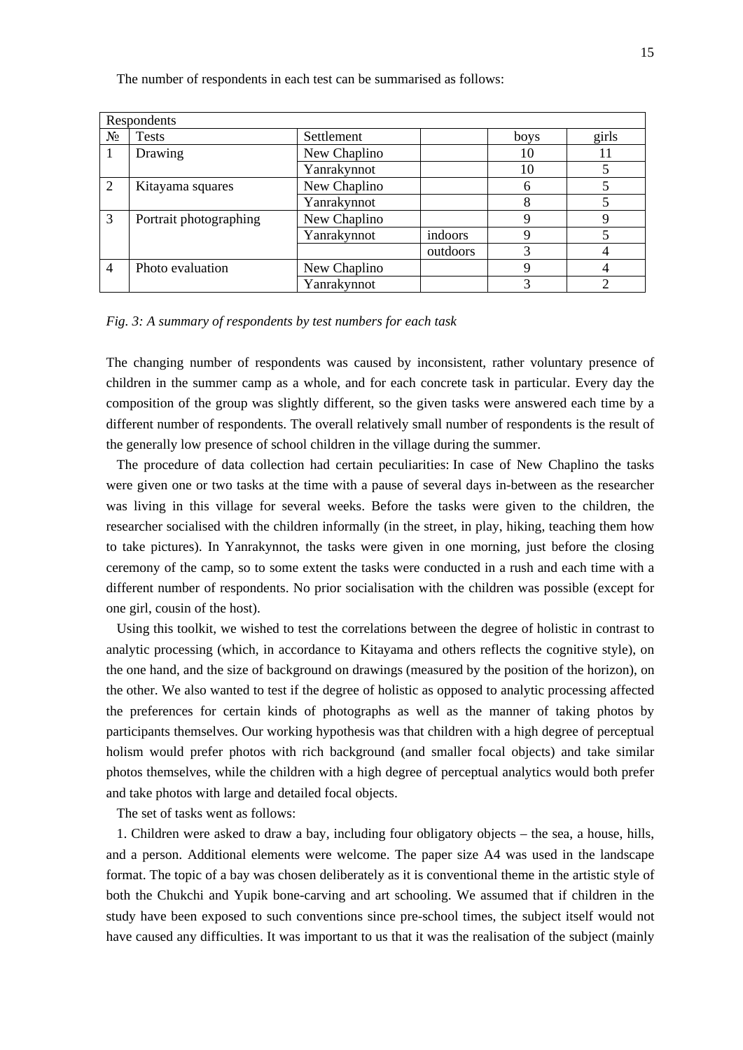The number of respondents in each test can be summarised as follows:

| Respondents | | | | | |
|---|---|---|---|---|---|
| № | Tests | Settlement | | boys | girls |
| 1 | Drawing | New Chaplino | | 10 | 11 |
| | | Yanrakynnot | | 10 | 5 |
| 2 | Kitayama squares | New Chaplino | | 6 | 5 |
| | | Yanrakynnot | | 8 | 5 |
| 3 | Portrait photographing | New Chaplino | | 9 | 9 |
| | | Yanrakynnot | indoors | 9 | 5 |
| | | | outdoors | 3 | 4 |
| 4 | Photo evaluation | New Chaplino | | 9 | 4 |
| | | Yanrakynnot | | 3 | 2 |

*Fig. 3: A summary of respondents by test numbers for each task*

The changing number of respondents was caused by inconsistent, rather voluntary presence of children in the summer camp as a whole, and for each concrete task in particular. Every day the composition of the group was slightly different, so the given tasks were answered each time by a different number of respondents. The overall relatively small number of respondents is the result of the generally low presence of school children in the village during the summer.

The procedure of data collection had certain peculiarities: In case of New Chaplino the tasks were given one or two tasks at the time with a pause of several days in-between as the researcher was living in this village for several weeks. Before the tasks were given to the children, the researcher socialised with the children informally (in the street, in play, hiking, teaching them how to take pictures). In Yanrakynnot, the tasks were given in one morning, just before the closing ceremony of the camp, so to some extent the tasks were conducted in a rush and each time with a different number of respondents. No prior socialisation with the children was possible (except for one girl, cousin of the host).

Using this toolkit, we wished to test the correlations between the degree of holistic in contrast to analytic processing (which, in accordance to Kitayama and others reflects the cognitive style), on the one hand, and the size of background on drawings (measured by the position of the horizon), on the other. We also wanted to test if the degree of holistic as opposed to analytic processing affected the preferences for certain kinds of photographs as well as the manner of taking photos by participants themselves. Our working hypothesis was that children with a high degree of perceptual holism would prefer photos with rich background (and smaller focal objects) and take similar photos themselves, while the children with a high degree of perceptual analytics would both prefer and take photos with large and detailed focal objects.

The set of tasks went as follows:

1. Children were asked to draw a bay, including four obligatory objects – the sea, a house, hills, and a person. Additional elements were welcome. The paper size A4 was used in the landscape format. The topic of a bay was chosen deliberately as it is conventional theme in the artistic style of both the Chukchi and Yupik bone-carving and art schooling. We assumed that if children in the study have been exposed to such conventions since pre-school times, the subject itself would not have caused any difficulties. It was important to us that it was the realisation of the subject (mainly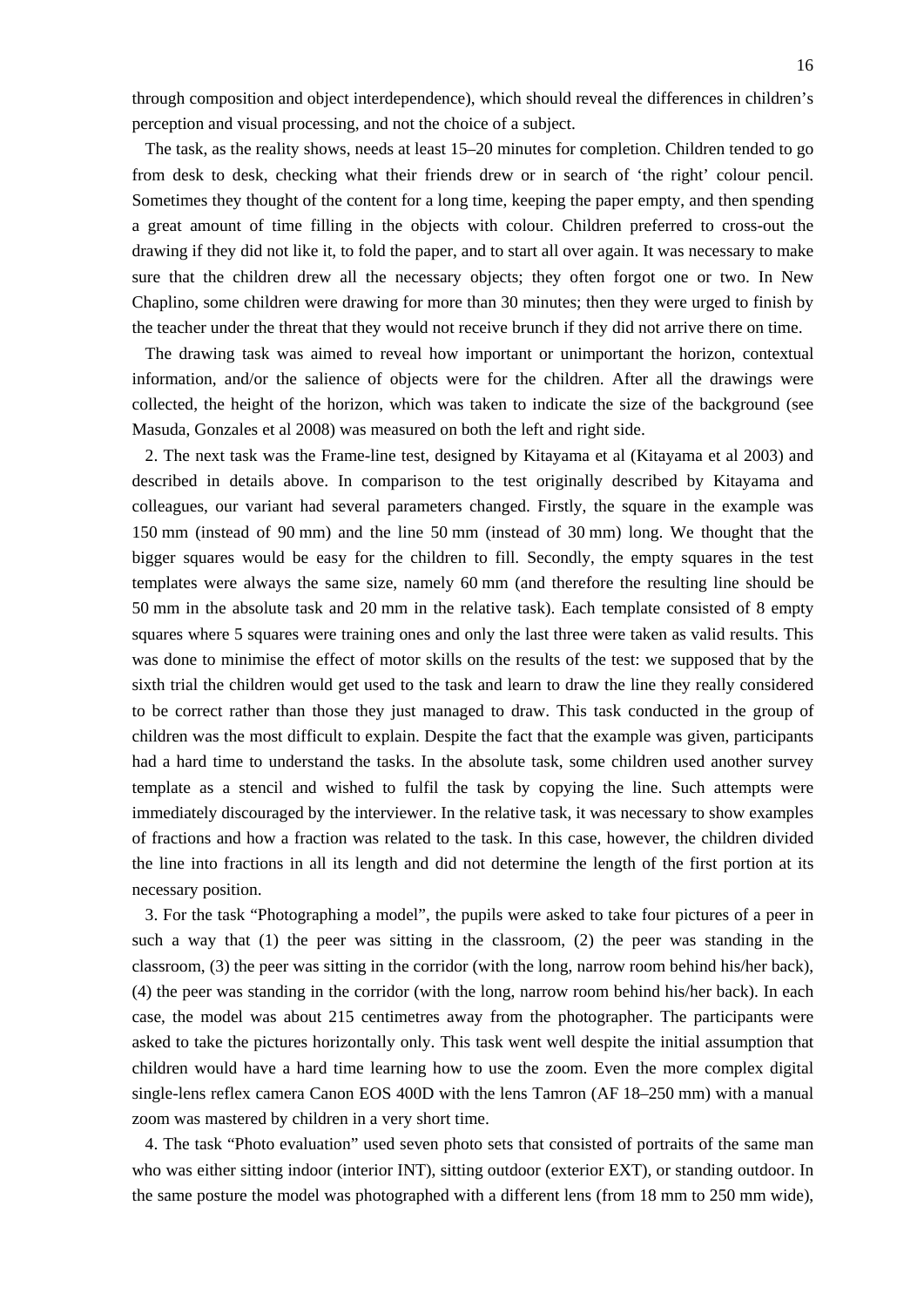through composition and object interdependence), which should reveal the differences in children's perception and visual processing, and not the choice of a subject.

The task, as the reality shows, needs at least 15–20 minutes for completion. Children tended to go from desk to desk, checking what their friends drew or in search of 'the right' colour pencil. Sometimes they thought of the content for a long time, keeping the paper empty, and then spending a great amount of time filling in the objects with colour. Children preferred to cross-out the drawing if they did not like it, to fold the paper, and to start all over again. It was necessary to make sure that the children drew all the necessary objects; they often forgot one or two. In New Chaplino, some children were drawing for more than 30 minutes; then they were urged to finish by the teacher under the threat that they would not receive brunch if they did not arrive there on time.

The drawing task was aimed to reveal how important or unimportant the horizon, contextual information, and/or the salience of objects were for the children. After all the drawings were collected, the height of the horizon, which was taken to indicate the size of the background (see Masuda, Gonzales et al 2008) was measured on both the left and right side.

2. The next task was the Frame-line test, designed by Kitayama et al (Kitayama et al 2003) and described in details above. In comparison to the test originally described by Kitayama and colleagues, our variant had several parameters changed. Firstly, the square in the example was 150 mm (instead of 90 mm) and the line 50 mm (instead of 30 mm) long. We thought that the bigger squares would be easy for the children to fill. Secondly, the empty squares in the test templates were always the same size, namely 60 mm (and therefore the resulting line should be 50 mm in the absolute task and 20 mm in the relative task). Each template consisted of 8 empty squares where 5 squares were training ones and only the last three were taken as valid results. This was done to minimise the effect of motor skills on the results of the test: we supposed that by the sixth trial the children would get used to the task and learn to draw the line they really considered to be correct rather than those they just managed to draw. This task conducted in the group of children was the most difficult to explain. Despite the fact that the example was given, participants had a hard time to understand the tasks. In the absolute task, some children used another survey template as a stencil and wished to fulfil the task by copying the line. Such attempts were immediately discouraged by the interviewer. In the relative task, it was necessary to show examples of fractions and how a fraction was related to the task. In this case, however, the children divided the line into fractions in all its length and did not determine the length of the first portion at its necessary position.

3. For the task "Photographing a model", the pupils were asked to take four pictures of a peer in such a way that (1) the peer was sitting in the classroom, (2) the peer was standing in the classroom, (3) the peer was sitting in the corridor (with the long, narrow room behind his/her back), (4) the peer was standing in the corridor (with the long, narrow room behind his/her back). In each case, the model was about 215 centimetres away from the photographer. The participants were asked to take the pictures horizontally only. This task went well despite the initial assumption that children would have a hard time learning how to use the zoom. Even the more complex digital single-lens reflex camera Canon EOS 400D with the lens Tamron (AF 18–250 mm) with a manual zoom was mastered by children in a very short time.

4. The task "Photo evaluation" used seven photo sets that consisted of portraits of the same man who was either sitting indoor (interior INT), sitting outdoor (exterior EXT), or standing outdoor. In the same posture the model was photographed with a different lens (from 18 mm to 250 mm wide),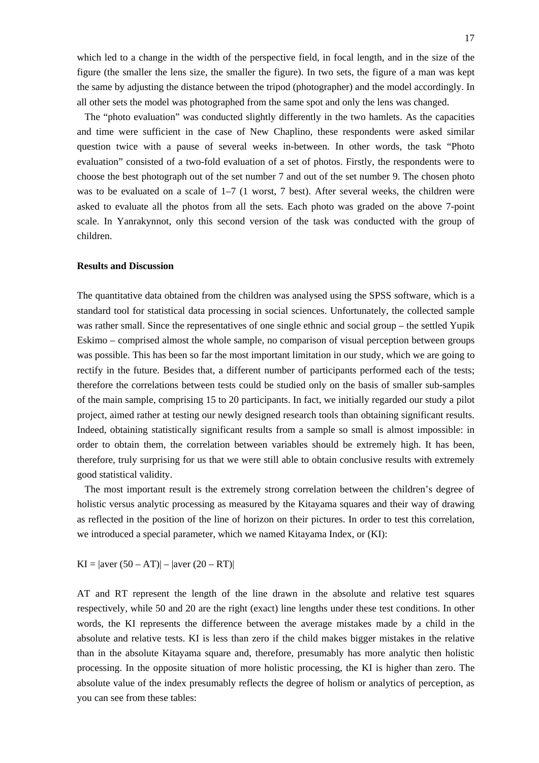which led to a change in the width of the perspective field, in focal length, and in the size of the figure (the smaller the lens size, the smaller the figure). In two sets, the figure of a man was kept the same by adjusting the distance between the tripod (photographer) and the model accordingly. In all other sets the model was photographed from the same spot and only the lens was changed.

The "photo evaluation" was conducted slightly differently in the two hamlets. As the capacities and time were sufficient in the case of New Chaplino, these respondents were asked similar question twice with a pause of several weeks in-between. In other words, the task "Photo evaluation" consisted of a two-fold evaluation of a set of photos. Firstly, the respondents were to choose the best photograph out of the set number 7 and out of the set number 9. The chosen photo was to be evaluated on a scale of 1–7 (1 worst, 7 best). After several weeks, the children were asked to evaluate all the photos from all the sets. Each photo was graded on the above 7-point scale. In Yanrakynnot, only this second version of the task was conducted with the group of children.

**Results and Discussion**

The quantitative data obtained from the children was analysed using the SPSS software, which is a standard tool for statistical data processing in social sciences. Unfortunately, the collected sample was rather small. Since the representatives of one single ethnic and social group – the settled Yupik Eskimo – comprised almost the whole sample, no comparison of visual perception between groups was possible. This has been so far the most important limitation in our study, which we are going to rectify in the future. Besides that, a different number of participants performed each of the tests; therefore the correlations between tests could be studied only on the basis of smaller sub-samples of the main sample, comprising 15 to 20 participants. In fact, we initially regarded our study a pilot project, aimed rather at testing our newly designed research tools than obtaining significant results. Indeed, obtaining statistically significant results from a sample so small is almost impossible: in order to obtain them, the correlation between variables should be extremely high. It has been, therefore, truly surprising for us that we were still able to obtain conclusive results with extremely good statistical validity.

The most important result is the extremely strong correlation between the children's degree of holistic versus analytic processing as measured by the Kitayama squares and their way of drawing as reflected in the position of the line of horizon on their pictures. In order to test this correlation, we introduced a special parameter, which we named Kitayama Index, or (KI):

$$KI = |aver\ (50 - AT)| - |aver\ (20 - RT)|$$

AT and RT represent the length of the line drawn in the absolute and relative test squares respectively, while 50 and 20 are the right (exact) line lengths under these test conditions. In other words, the KI represents the difference between the average mistakes made by a child in the absolute and relative tests. KI is less than zero if the child makes bigger mistakes in the relative than in the absolute Kitayama square and, therefore, presumably has more analytic then holistic processing. In the opposite situation of more holistic processing, the KI is higher than zero. The absolute value of the index presumably reflects the degree of holism or analytics of perception, as you can see from these tables: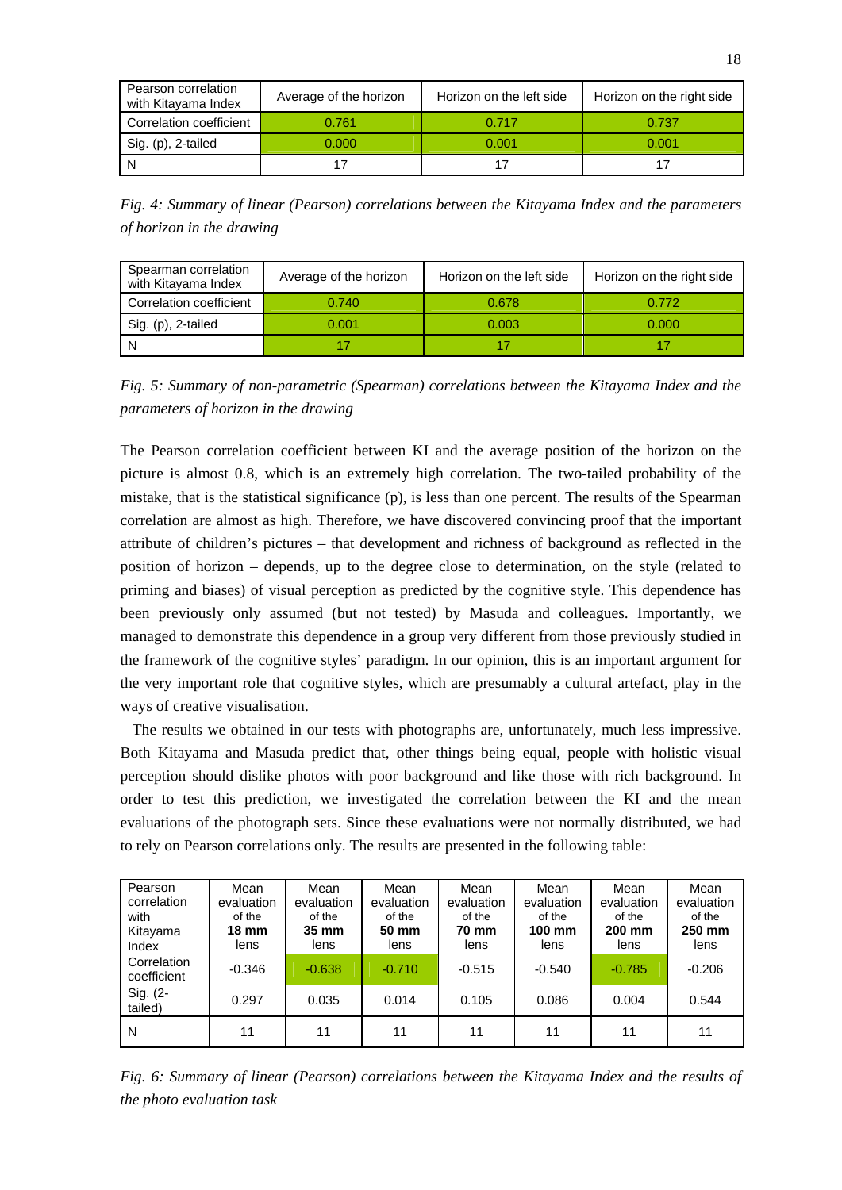| Pearson correlation with Kitayama Index | Average of the horizon | Horizon on the left side | Horizon on the right side |
|---|---|---|---|
| Correlation coefficient | 0.761 | 0.717 | 0.737 |
| Sig. (p), 2-tailed | 0.000 | 0.001 | 0.001 |
| N | 17 | 17 | 17 |

*Fig. 4: Summary of linear (Pearson) correlations between the Kitayama Index and the parameters of horizon in the drawing*

| Spearman correlation with Kitayama Index | Average of the horizon | Horizon on the left side | Horizon on the right side |
|---|---|---|---|
| Correlation coefficient | 0.740 | 0.678 | 0.772 |
| Sig. (p), 2-tailed | 0.001 | 0.003 | 0.000 |
| N | 17 | 17 | 17 |

*Fig. 5: Summary of non-parametric (Spearman) correlations between the Kitayama Index and the parameters of horizon in the drawing*

The Pearson correlation coefficient between KI and the average position of the horizon on the picture is almost 0.8, which is an extremely high correlation. The two-tailed probability of the mistake, that is the statistical significance (p), is less than one percent. The results of the Spearman correlation are almost as high. Therefore, we have discovered convincing proof that the important attribute of children's pictures – that development and richness of background as reflected in the position of horizon – depends, up to the degree close to determination, on the style (related to priming and biases) of visual perception as predicted by the cognitive style. This dependence has been previously only assumed (but not tested) by Masuda and colleagues. Importantly, we managed to demonstrate this dependence in a group very different from those previously studied in the framework of the cognitive styles' paradigm. In our opinion, this is an important argument for the very important role that cognitive styles, which are presumably a cultural artefact, play in the ways of creative visualisation.

The results we obtained in our tests with photographs are, unfortunately, much less impressive. Both Kitayama and Masuda predict that, other things being equal, people with holistic visual perception should dislike photos with poor background and like those with rich background. In order to test this prediction, we investigated the correlation between the KI and the mean evaluations of the photograph sets. Since these evaluations were not normally distributed, we had to rely on Pearson correlations only. The results are presented in the following table:

| Pearson correlation with Kitayama Index | Mean evaluation of the **18 mm** lens | Mean evaluation of the **35 mm** lens | Mean evaluation of the **50 mm** lens | Mean evaluation of the **70 mm** lens | Mean evaluation of the **100 mm** lens | Mean evaluation of the **200 mm** lens | Mean evaluation of the **250 mm** lens |
|---|---|---|---|---|---|---|---|
| Correlation coefficient | -0.346 | -0.638 | -0.710 | -0.515 | -0.540 | -0.785 | -0.206 |
| Sig. (2-tailed) | 0.297 | 0.035 | 0.014 | 0.105 | 0.086 | 0.004 | 0.544 |
| N | 11 | 11 | 11 | 11 | 11 | 11 | 11 |

*Fig. 6: Summary of linear (Pearson) correlations between the Kitayama Index and the results of the photo evaluation task*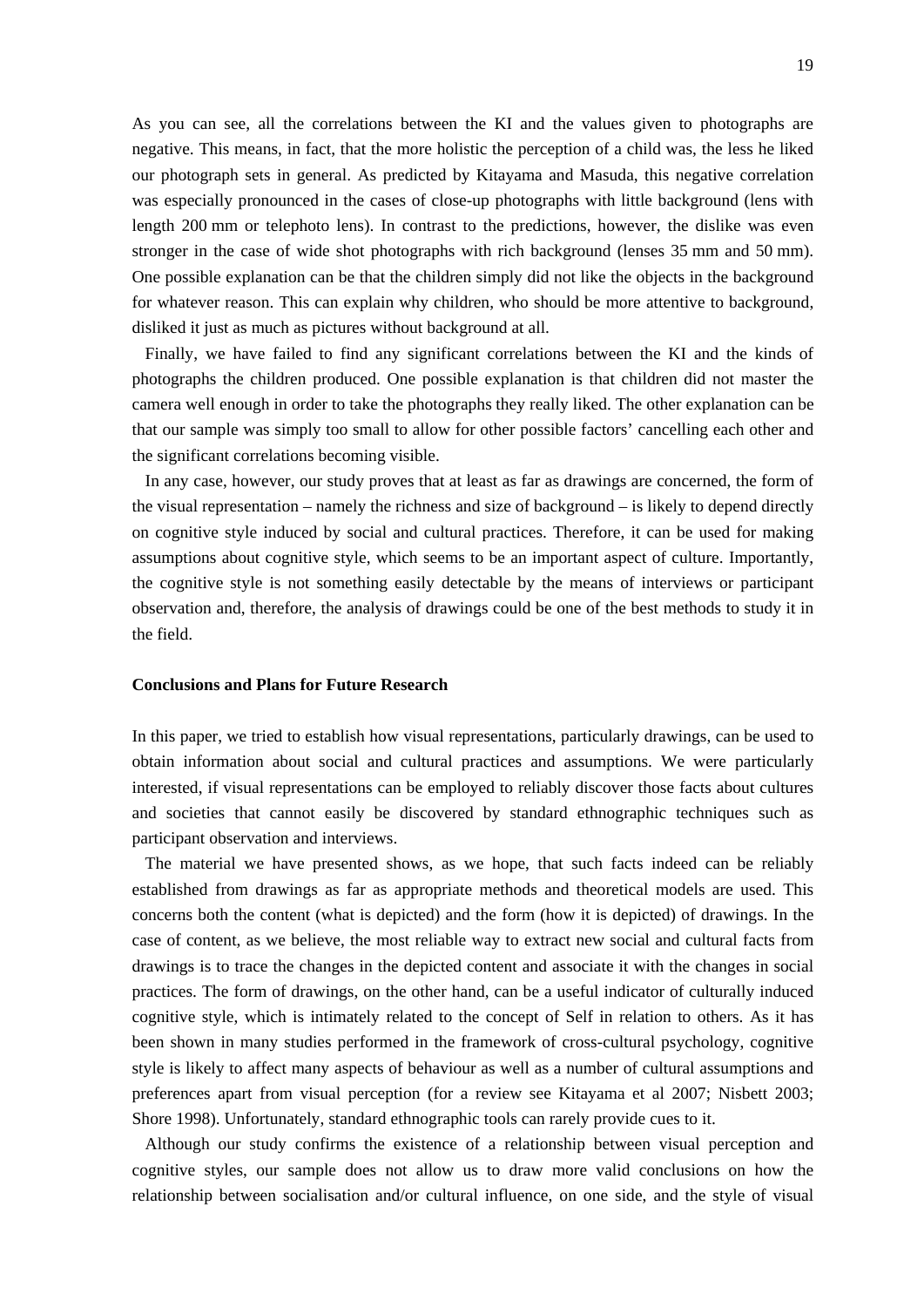As you can see, all the correlations between the KI and the values given to photographs are negative. This means, in fact, that the more holistic the perception of a child was, the less he liked our photograph sets in general. As predicted by Kitayama and Masuda, this negative correlation was especially pronounced in the cases of close-up photographs with little background (lens with length 200 mm or telephoto lens). In contrast to the predictions, however, the dislike was even stronger in the case of wide shot photographs with rich background (lenses 35 mm and 50 mm). One possible explanation can be that the children simply did not like the objects in the background for whatever reason. This can explain why children, who should be more attentive to background, disliked it just as much as pictures without background at all.

Finally, we have failed to find any significant correlations between the KI and the kinds of photographs the children produced. One possible explanation is that children did not master the camera well enough in order to take the photographs they really liked. The other explanation can be that our sample was simply too small to allow for other possible factors' cancelling each other and the significant correlations becoming visible.

In any case, however, our study proves that at least as far as drawings are concerned, the form of the visual representation – namely the richness and size of background – is likely to depend directly on cognitive style induced by social and cultural practices. Therefore, it can be used for making assumptions about cognitive style, which seems to be an important aspect of culture. Importantly, the cognitive style is not something easily detectable by the means of interviews or participant observation and, therefore, the analysis of drawings could be one of the best methods to study it in the field.

**Conclusions and Plans for Future Research**

In this paper, we tried to establish how visual representations, particularly drawings, can be used to obtain information about social and cultural practices and assumptions. We were particularly interested, if visual representations can be employed to reliably discover those facts about cultures and societies that cannot easily be discovered by standard ethnographic techniques such as participant observation and interviews.

The material we have presented shows, as we hope, that such facts indeed can be reliably established from drawings as far as appropriate methods and theoretical models are used. This concerns both the content (what is depicted) and the form (how it is depicted) of drawings. In the case of content, as we believe, the most reliable way to extract new social and cultural facts from drawings is to trace the changes in the depicted content and associate it with the changes in social practices. The form of drawings, on the other hand, can be a useful indicator of culturally induced cognitive style, which is intimately related to the concept of Self in relation to others. As it has been shown in many studies performed in the framework of cross-cultural psychology, cognitive style is likely to affect many aspects of behaviour as well as a number of cultural assumptions and preferences apart from visual perception (for a review see Kitayama et al 2007; Nisbett 2003; Shore 1998). Unfortunately, standard ethnographic tools can rarely provide cues to it.

Although our study confirms the existence of a relationship between visual perception and cognitive styles, our sample does not allow us to draw more valid conclusions on how the relationship between socialisation and/or cultural influence, on one side, and the style of visual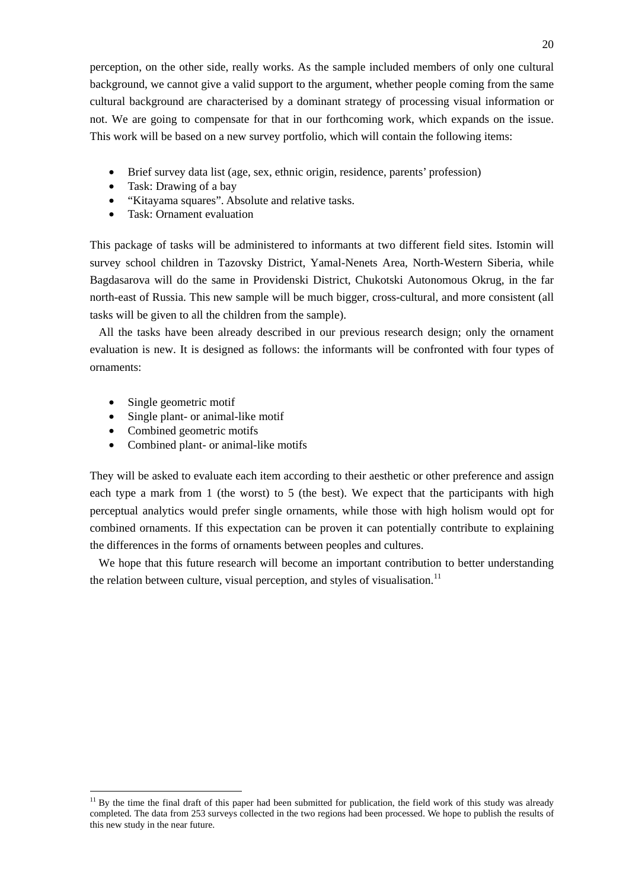perception, on the other side, really works. As the sample included members of only one cultural background, we cannot give a valid support to the argument, whether people coming from the same cultural background are characterised by a dominant strategy of processing visual information or not. We are going to compensate for that in our forthcoming work, which expands on the issue. This work will be based on a new survey portfolio, which will contain the following items:

- Brief survey data list (age, sex, ethnic origin, residence, parents' profession)
- Task: Drawing of a bay
- "Kitayama squares". Absolute and relative tasks.
- Task: Ornament evaluation

This package of tasks will be administered to informants at two different field sites. Istomin will survey school children in Tazovsky District, Yamal-Nenets Area, North-Western Siberia, while Bagdasarova will do the same in Providenski District, Chukotski Autonomous Okrug, in the far north-east of Russia. This new sample will be much bigger, cross-cultural, and more consistent (all tasks will be given to all the children from the sample).

All the tasks have been already described in our previous research design; only the ornament evaluation is new. It is designed as follows: the informants will be confronted with four types of ornaments:

- Single geometric motif
- Single plant- or animal-like motif
- Combined geometric motifs
- Combined plant- or animal-like motifs

They will be asked to evaluate each item according to their aesthetic or other preference and assign each type a mark from 1 (the worst) to 5 (the best). We expect that the participants with high perceptual analytics would prefer single ornaments, while those with high holism would opt for combined ornaments. If this expectation can be proven it can potentially contribute to explaining the differences in the forms of ornaments between peoples and cultures.

We hope that this future research will become an important contribution to better understanding the relation between culture, visual perception, and styles of visualisation.[11]

[11] By the time the final draft of this paper had been submitted for publication, the field work of this study was already completed. The data from 253 surveys collected in the two regions had been processed. We hope to publish the results of this new study in the near future.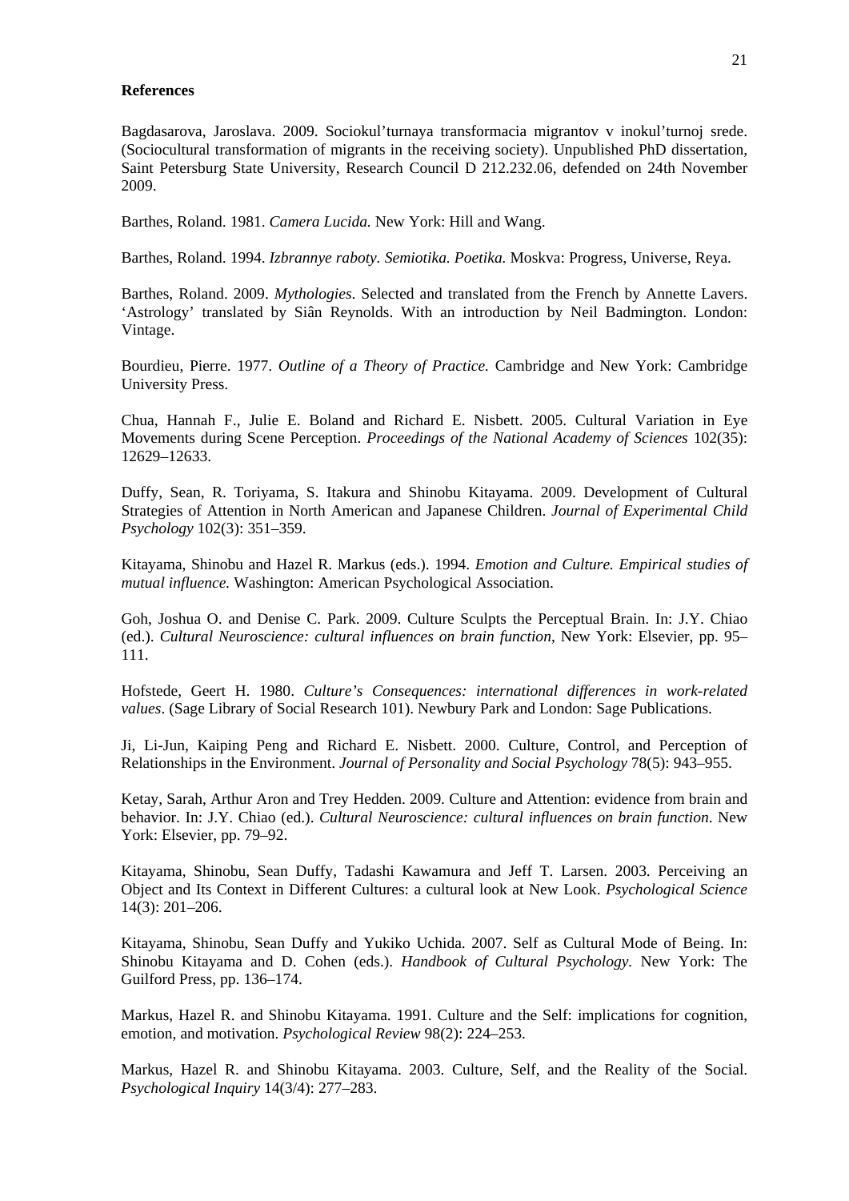**References**

Bagdasarova, Jaroslava. 2009. Sociokul'turnaya transformacia migrantov v inokul'turnoj srede. (Sociocultural transformation of migrants in the receiving society). Unpublished PhD dissertation, Saint Petersburg State University, Research Council D 212.232.06, defended on 24th November 2009.

Barthes, Roland. 1981. *Camera Lucida.* New York: Hill and Wang.

Barthes, Roland. 1994. *Izbrannye raboty. Semiotika. Poetika.* Moskva: Progress, Universe, Reya.

Barthes, Roland. 2009. *Mythologies*. Selected and translated from the French by Annette Lavers. 'Astrology' translated by Siân Reynolds. With an introduction by Neil Badmington. London: Vintage.

Bourdieu, Pierre. 1977. *Outline of a Theory of Practice.* Cambridge and New York: Cambridge University Press.

Chua, Hannah F., Julie E. Boland and Richard E. Nisbett. 2005. Cultural Variation in Eye Movements during Scene Perception. *Proceedings of the National Academy of Sciences* 102(35): 12629–12633.

Duffy, Sean, R. Toriyama, S. Itakura and Shinobu Kitayama. 2009. Development of Cultural Strategies of Attention in North American and Japanese Children. *Journal of Experimental Child Psychology* 102(3): 351–359.

Kitayama, Shinobu and Hazel R. Markus (eds.). 1994. *Emotion and Culture. Empirical studies of mutual influence.* Washington: American Psychological Association.

Goh, Joshua O. and Denise C. Park. 2009. Culture Sculpts the Perceptual Brain. In: J.Y. Chiao (ed.). *Cultural Neuroscience: cultural influences on brain function*, New York: Elsevier, pp. 95–111.

Hofstede, Geert H. 1980. *Culture's Consequences: international differences in work-related values*. (Sage Library of Social Research 101). Newbury Park and London: Sage Publications.

Ji, Li-Jun, Kaiping Peng and Richard E. Nisbett. 2000. Culture, Control, and Perception of Relationships in the Environment. *Journal of Personality and Social Psychology* 78(5): 943–955.

Ketay, Sarah, Arthur Aron and Trey Hedden. 2009. Culture and Attention: evidence from brain and behavior. In: J.Y. Chiao (ed.). *Cultural Neuroscience: cultural influences on brain function*. New York: Elsevier, pp. 79–92.

Kitayama, Shinobu, Sean Duffy, Tadashi Kawamura and Jeff T. Larsen. 2003. Perceiving an Object and Its Context in Different Cultures: a cultural look at New Look. *Psychological Science* 14(3): 201–206.

Kitayama, Shinobu, Sean Duffy and Yukiko Uchida. 2007. Self as Cultural Mode of Being. In: Shinobu Kitayama and D. Cohen (eds.). *Handbook of Cultural Psychology.* New York: The Guilford Press, pp. 136–174.

Markus, Hazel R. and Shinobu Kitayama. 1991. Culture and the Self: implications for cognition, emotion, and motivation. *Psychological Review* 98(2): 224–253.

Markus, Hazel R. and Shinobu Kitayama. 2003. Culture, Self, and the Reality of the Social. *Psychological Inquiry* 14(3/4): 277–283.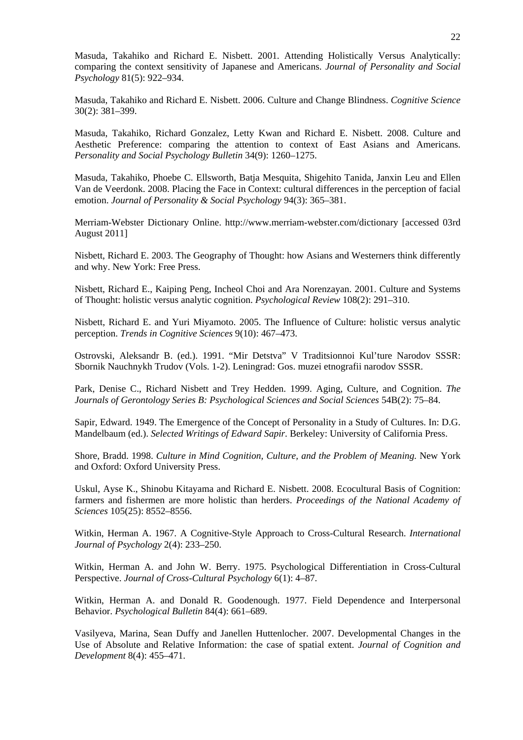Masuda, Takahiko and Richard E. Nisbett. 2001. Attending Holistically Versus Analytically: comparing the context sensitivity of Japanese and Americans. *Journal of Personality and Social Psychology* 81(5): 922–934.

Masuda, Takahiko and Richard E. Nisbett. 2006. Culture and Change Blindness. *Cognitive Science* 30(2): 381–399.

Masuda, Takahiko, Richard Gonzalez, Letty Kwan and Richard E. Nisbett. 2008. Culture and Aesthetic Preference: comparing the attention to context of East Asians and Americans. *Personality and Social Psychology Bulletin* 34(9): 1260–1275.

Masuda, Takahiko, Phoebe C. Ellsworth, Batja Mesquita, Shigehito Tanida, Janxin Leu and Ellen Van de Veerdonk. 2008. Placing the Face in Context: cultural differences in the perception of facial emotion. *Journal of Personality & Social Psychology* 94(3): 365–381.

Merriam-Webster Dictionary Online. http://www.merriam-webster.com/dictionary [accessed 03rd August 2011]

Nisbett, Richard E. 2003. The Geography of Thought: how Asians and Westerners think differently and why. New York: Free Press.

Nisbett, Richard E., Kaiping Peng, Incheol Choi and Ara Norenzayan. 2001. Culture and Systems of Thought: holistic versus analytic cognition. *Psychological Review* 108(2): 291–310.

Nisbett, Richard E. and Yuri Miyamoto. 2005. The Influence of Culture: holistic versus analytic perception. *Trends in Cognitive Sciences* 9(10): 467–473.

Ostrovski, Aleksandr B. (ed.). 1991. "Mir Detstva" V Traditsionnoi Kul'ture Narodov SSSR: Sbornik Nauchnykh Trudov (Vols. 1-2). Leningrad: Gos. muzei etnografii narodov SSSR.

Park, Denise C., Richard Nisbett and Trey Hedden. 1999. Aging, Culture, and Cognition. *The Journals of Gerontology Series B: Psychological Sciences and Social Sciences* 54B(2): 75–84.

Sapir, Edward. 1949. The Emergence of the Concept of Personality in a Study of Cultures. In: D.G. Mandelbaum (ed.). *Selected Writings of Edward Sapir*. Berkeley: University of California Press.

Shore, Bradd. 1998. *Culture in Mind Cognition, Culture, and the Problem of Meaning.* New York and Oxford: Oxford University Press.

Uskul, Ayse K., Shinobu Kitayama and Richard E. Nisbett. 2008. Ecocultural Basis of Cognition: farmers and fishermen are more holistic than herders. *Proceedings of the National Academy of Sciences* 105(25): 8552–8556.

Witkin, Herman A. 1967. A Cognitive-Style Approach to Cross-Cultural Research. *International Journal of Psychology* 2(4): 233–250.

Witkin, Herman A. and John W. Berry. 1975. Psychological Differentiation in Cross-Cultural Perspective. *Journal of Cross-Cultural Psychology* 6(1): 4–87.

Witkin, Herman A. and Donald R. Goodenough. 1977. Field Dependence and Interpersonal Behavior. *Psychological Bulletin* 84(4): 661–689.

Vasilyeva, Marina, Sean Duffy and Janellen Huttenlocher. 2007. Developmental Changes in the Use of Absolute and Relative Information: the case of spatial extent. *Journal of Cognition and Development* 8(4): 455–471.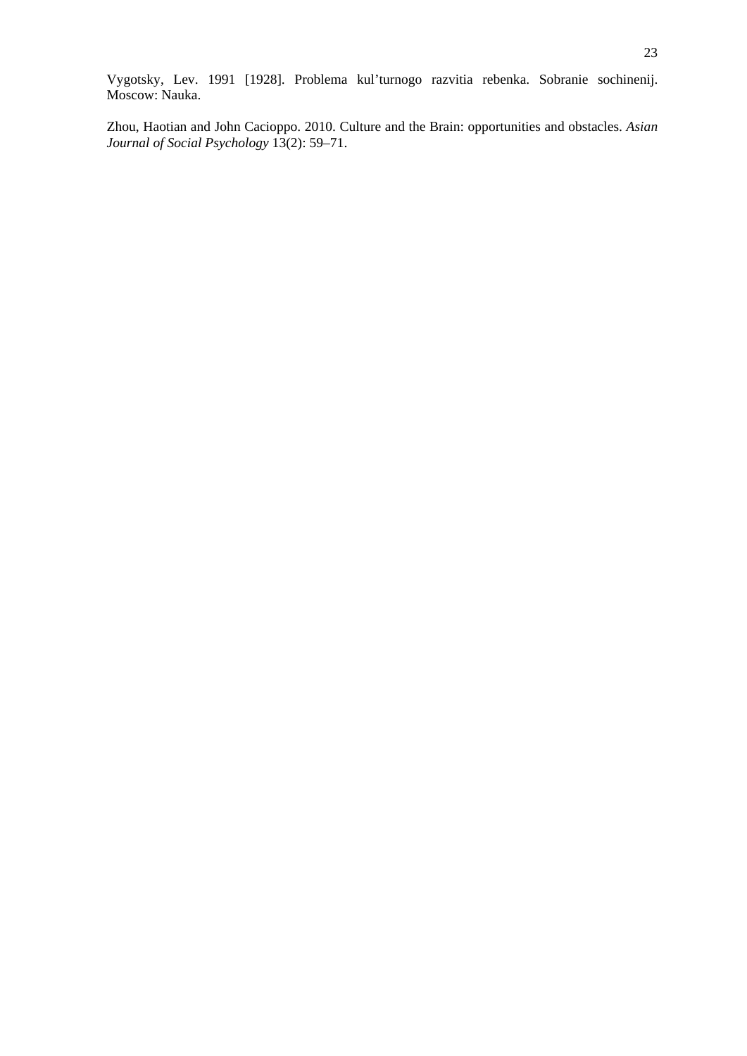Vygotsky, Lev. 1991 [1928]. Problema kul'turnogo razvitia rebenka. Sobranie sochinenij. Moscow: Nauka.

Zhou, Haotian and John Cacioppo. 2010. Culture and the Brain: opportunities and obstacles. *Asian Journal of Social Psychology* 13(2): 59–71.